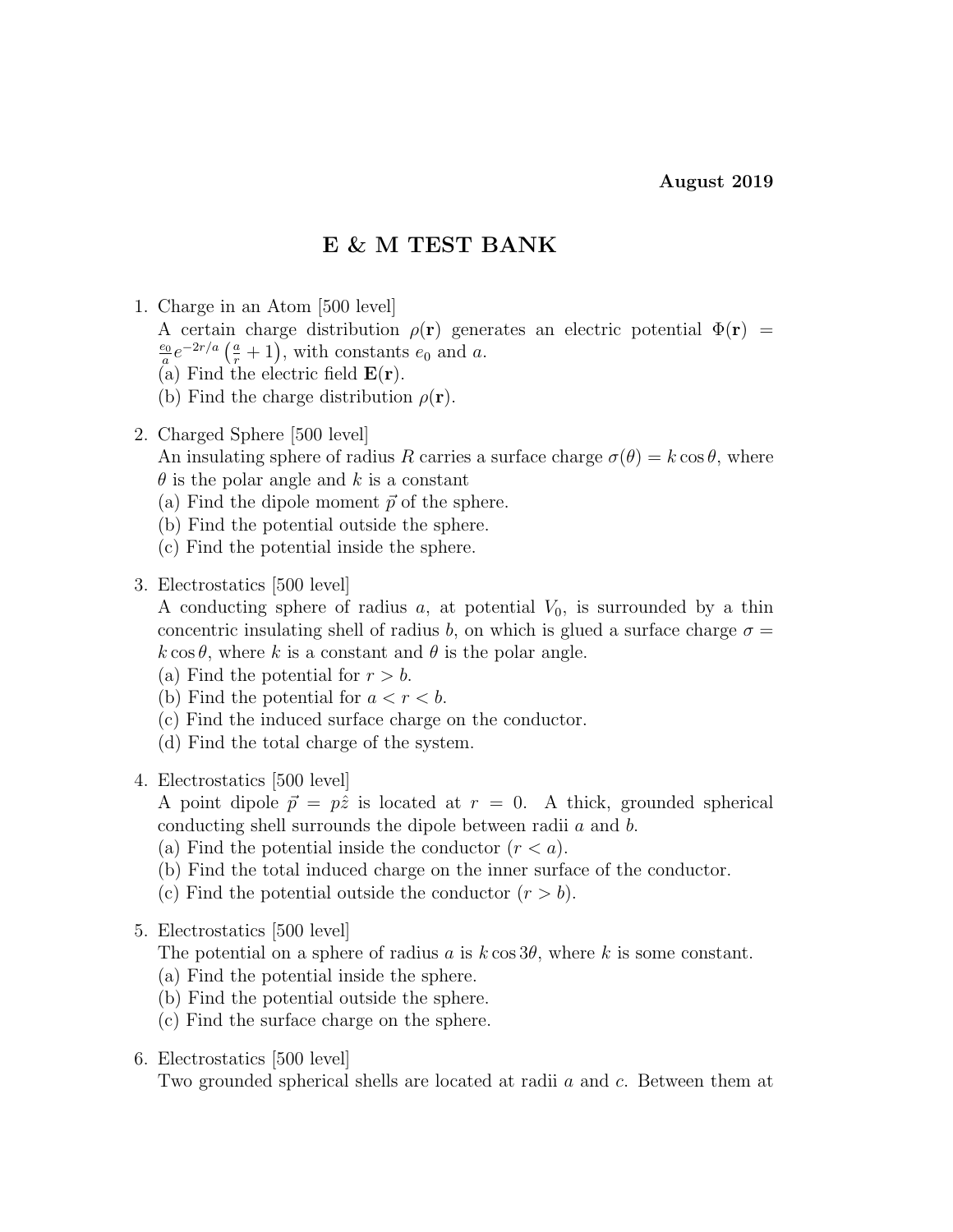**August 2019**

# E & M TEST BANK

1. Charge in an Atom [500 level]
   A certain charge distribution $\rho(\mathbf{r})$ generates an electric potential $\Phi(\mathbf{r}) = \frac{e_0}{a}e^{-2r/a}\left(\frac{a}{r}+1\right)$, with constants $e_0$ and $a$.
   (a) Find the electric field $\mathbf{E}(\mathbf{r})$.
   (b) Find the charge distribution $\rho(\mathbf{r})$.

2. Charged Sphere [500 level]
   An insulating sphere of radius $R$ carries a surface charge $\sigma(\theta) = k\cos\theta$, where $\theta$ is the polar angle and $k$ is a constant
   (a) Find the dipole moment $\vec{p}$ of the sphere.
   (b) Find the potential outside the sphere.
   (c) Find the potential inside the sphere.

3. Electrostatics [500 level]
   A conducting sphere of radius $a$, at potential $V_0$, is surrounded by a thin concentric insulating shell of radius $b$, on which is glued a surface charge $\sigma = k\cos\theta$, where $k$ is a constant and $\theta$ is the polar angle.
   (a) Find the potential for $r > b$.
   (b) Find the potential for $a < r < b$.
   (c) Find the induced surface charge on the conductor.
   (d) Find the total charge of the system.

4. Electrostatics [500 level]
   A point dipole $\vec{p} = p\hat{z}$ is located at $r = 0$. A thick, grounded spherical conducting shell surrounds the dipole between radii $a$ and $b$.
   (a) Find the potential inside the conductor ($r < a$).
   (b) Find the total induced charge on the inner surface of the conductor.
   (c) Find the potential outside the conductor ($r > b$).

5. Electrostatics [500 level]
   The potential on a sphere of radius $a$ is $k\cos 3\theta$, where $k$ is some constant.
   (a) Find the potential inside the sphere.
   (b) Find the potential outside the sphere.
   (c) Find the surface charge on the sphere.

6. Electrostatics [500 level]
   Two grounded spherical shells are located at radii $a$ and $c$. Between them at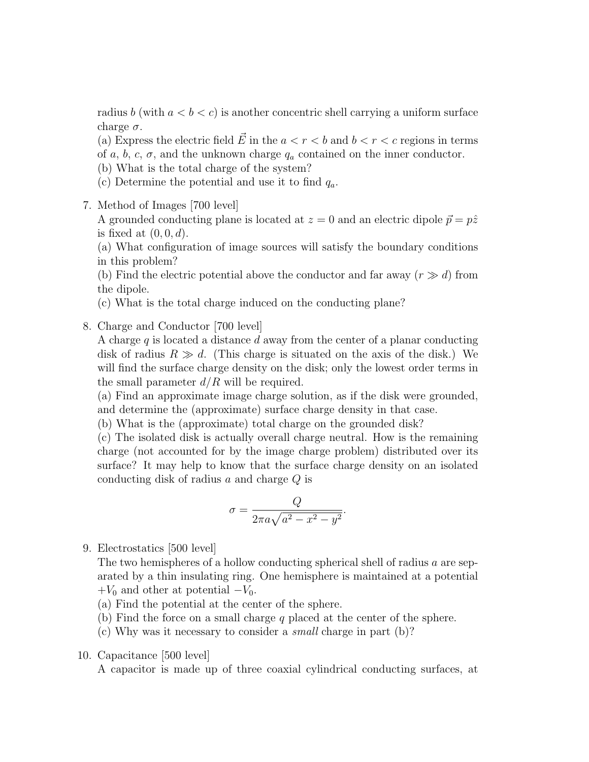radius $b$ (with $a < b < c$) is another concentric shell carrying a uniform surface charge $\sigma$.
(a) Express the electric field $\vec{E}$ in the $a < r < b$ and $b < r < c$ regions in terms of $a$, $b$, $c$, $\sigma$, and the unknown charge $q_a$ contained on the inner conductor.
(b) What is the total charge of the system?
(c) Determine the potential and use it to find $q_a$.

7. Method of Images [700 level]
   A grounded conducting plane is located at $z = 0$ and an electric dipole $\vec{p} = p\hat{z}$ is fixed at $(0, 0, d)$.
   (a) What configuration of image sources will satisfy the boundary conditions in this problem?
   (b) Find the electric potential above the conductor and far away ($r \gg d$) from the dipole.
   (c) What is the total charge induced on the conducting plane?

8. Charge and Conductor [700 level]
   A charge $q$ is located a distance $d$ away from the center of a planar conducting disk of radius $R \gg d$. (This charge is situated on the axis of the disk.) We will find the surface charge density on the disk; only the lowest order terms in the small parameter $d/R$ will be required.
   (a) Find an approximate image charge solution, as if the disk were grounded, and determine the (approximate) surface charge density in that case.
   (b) What is the (approximate) total charge on the grounded disk?
   (c) The isolated disk is actually overall charge neutral. How is the remaining charge (not accounted for by the image charge problem) distributed over its surface? It may help to know that the surface charge density on an isolated conducting disk of radius $a$ and charge $Q$ is

$$\sigma = \frac{Q}{2\pi a\sqrt{a^2 - x^2 - y^2}}.$$

9. Electrostatics [500 level]
   The two hemispheres of a hollow conducting spherical shell of radius $a$ are separated by a thin insulating ring. One hemisphere is maintained at a potential $+V_0$ and other at potential $-V_0$.
   (a) Find the potential at the center of the sphere.
   (b) Find the force on a small charge $q$ placed at the center of the sphere.
   (c) Why was it necessary to consider a *small* charge in part (b)?

10. Capacitance [500 level]
    A capacitor is made up of three coaxial cylindrical conducting surfaces, at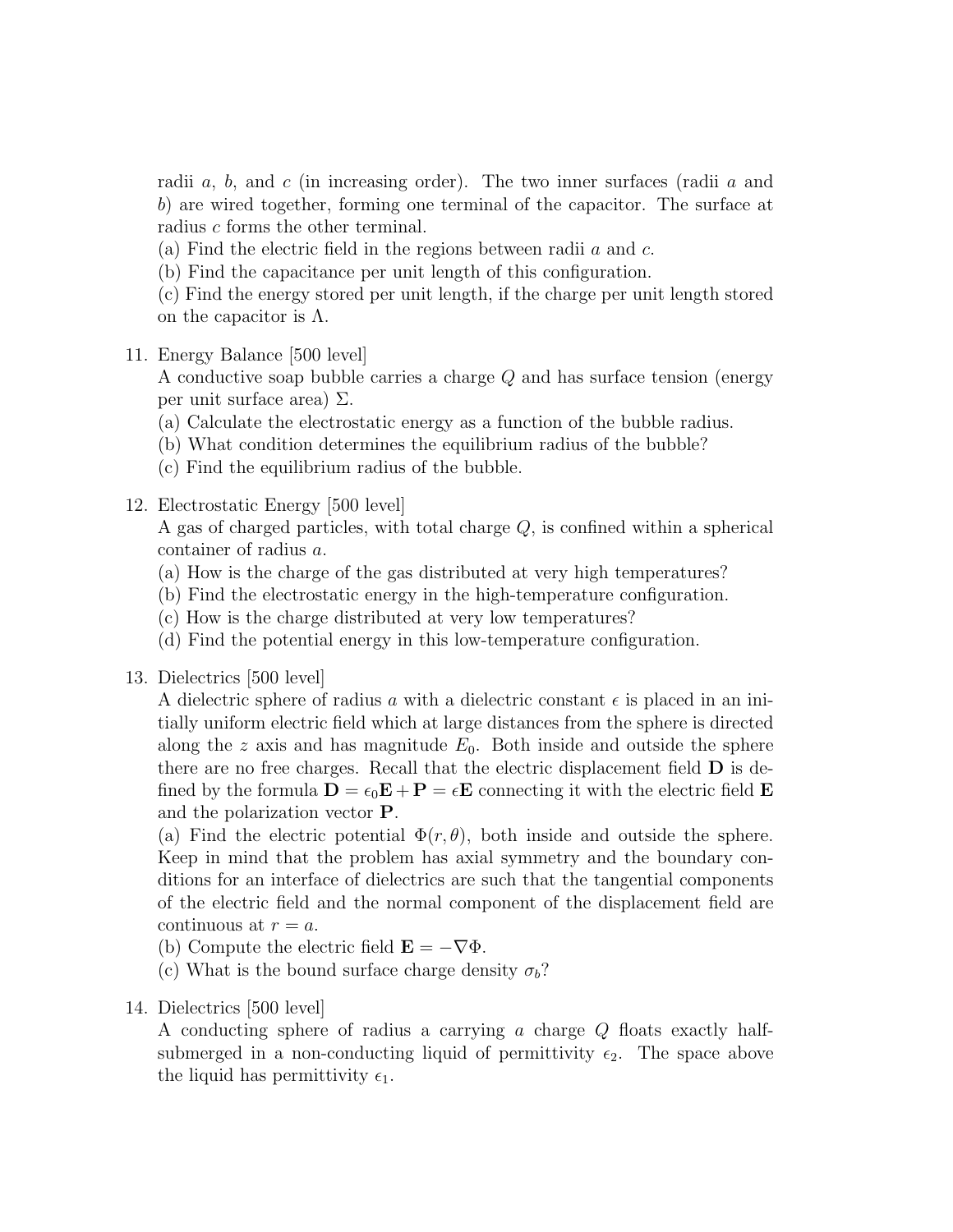radii $a$, $b$, and $c$ (in increasing order). The two inner surfaces (radii $a$ and $b$) are wired together, forming one terminal of the capacitor. The surface at radius $c$ forms the other terminal.
(a) Find the electric field in the regions between radii $a$ and $c$.
(b) Find the capacitance per unit length of this configuration.
(c) Find the energy stored per unit length, if the charge per unit length stored on the capacitor is $\Lambda$.

11. Energy Balance [500 level]
A conductive soap bubble carries a charge $Q$ and has surface tension (energy per unit surface area) $\Sigma$.
(a) Calculate the electrostatic energy as a function of the bubble radius.
(b) What condition determines the equilibrium radius of the bubble?
(c) Find the equilibrium radius of the bubble.

12. Electrostatic Energy [500 level]
A gas of charged particles, with total charge $Q$, is confined within a spherical container of radius $a$.
(a) How is the charge of the gas distributed at very high temperatures?
(b) Find the electrostatic energy in the high-temperature configuration.
(c) How is the charge distributed at very low temperatures?
(d) Find the potential energy in this low-temperature configuration.

13. Dielectrics [500 level]
A dielectric sphere of radius $a$ with a dielectric constant $\epsilon$ is placed in an initially uniform electric field which at large distances from the sphere is directed along the $z$ axis and has magnitude $E_0$. Both inside and outside the sphere there are no free charges. Recall that the electric displacement field $\mathbf{D}$ is defined by the formula $\mathbf{D} = \epsilon_0 \mathbf{E} + \mathbf{P} = \epsilon \mathbf{E}$ connecting it with the electric field $\mathbf{E}$ and the polarization vector $\mathbf{P}$.
(a) Find the electric potential $\Phi(r, \theta)$, both inside and outside the sphere. Keep in mind that the problem has axial symmetry and the boundary conditions for an interface of dielectrics are such that the tangential components of the electric field and the normal component of the displacement field are continuous at $r = a$.
(b) Compute the electric field $\mathbf{E} = -\nabla \Phi$.
(c) What is the bound surface charge density $\sigma_b$?

14. Dielectrics [500 level]
A conducting sphere of radius a carrying a charge $Q$ floats exactly half-submerged in a non-conducting liquid of permittivity $\epsilon_2$. The space above the liquid has permittivity $\epsilon_1$.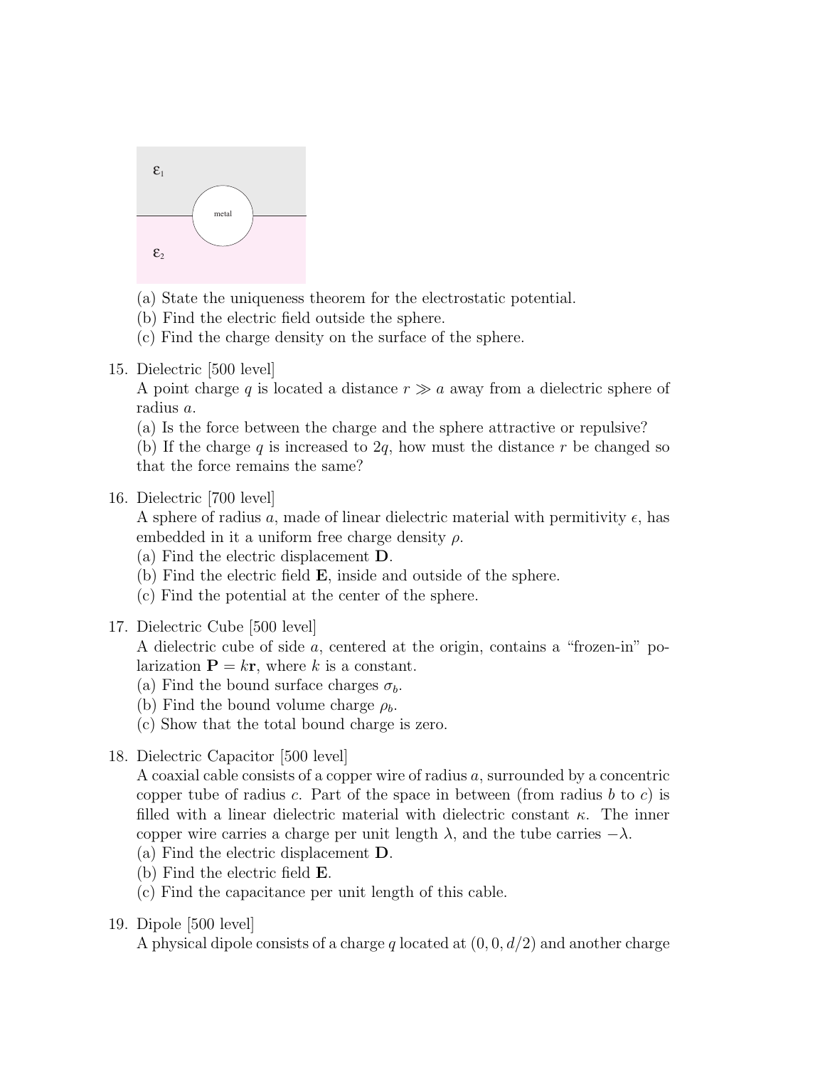(a) State the uniqueness theorem for the electrostatic potential.
(b) Find the electric field outside the sphere.
(c) Find the charge density on the surface of the sphere.

15. Dielectric [500 level]
A point charge $q$ is located a distance $r \gg a$ away from a dielectric sphere of radius $a$.
(a) Is the force between the charge and the sphere attractive or repulsive?
(b) If the charge $q$ is increased to $2q$, how must the distance $r$ be changed so that the force remains the same?

16. Dielectric [700 level]
A sphere of radius $a$, made of linear dielectric material with permitivity $\epsilon$, has embedded in it a uniform free charge density $\rho$.
(a) Find the electric displacement $\mathbf{D}$.
(b) Find the electric field $\mathbf{E}$, inside and outside of the sphere.
(c) Find the potential at the center of the sphere.

17. Dielectric Cube [500 level]
A dielectric cube of side $a$, centered at the origin, contains a "frozen-in" polarization $\mathbf{P} = k\mathbf{r}$, where $k$ is a constant.
(a) Find the bound surface charges $\sigma_b$.
(b) Find the bound volume charge $\rho_b$.
(c) Show that the total bound charge is zero.

18. Dielectric Capacitor [500 level]
A coaxial cable consists of a copper wire of radius $a$, surrounded by a concentric copper tube of radius $c$. Part of the space in between (from radius $b$ to $c$) is filled with a linear dielectric material with dielectric constant $\kappa$. The inner copper wire carries a charge per unit length $\lambda$, and the tube carries $-\lambda$.
(a) Find the electric displacement $\mathbf{D}$.
(b) Find the electric field $\mathbf{E}$.
(c) Find the capacitance per unit length of this cable.

19. Dipole [500 level]
A physical dipole consists of a charge $q$ located at $(0, 0, d/2)$ and another charge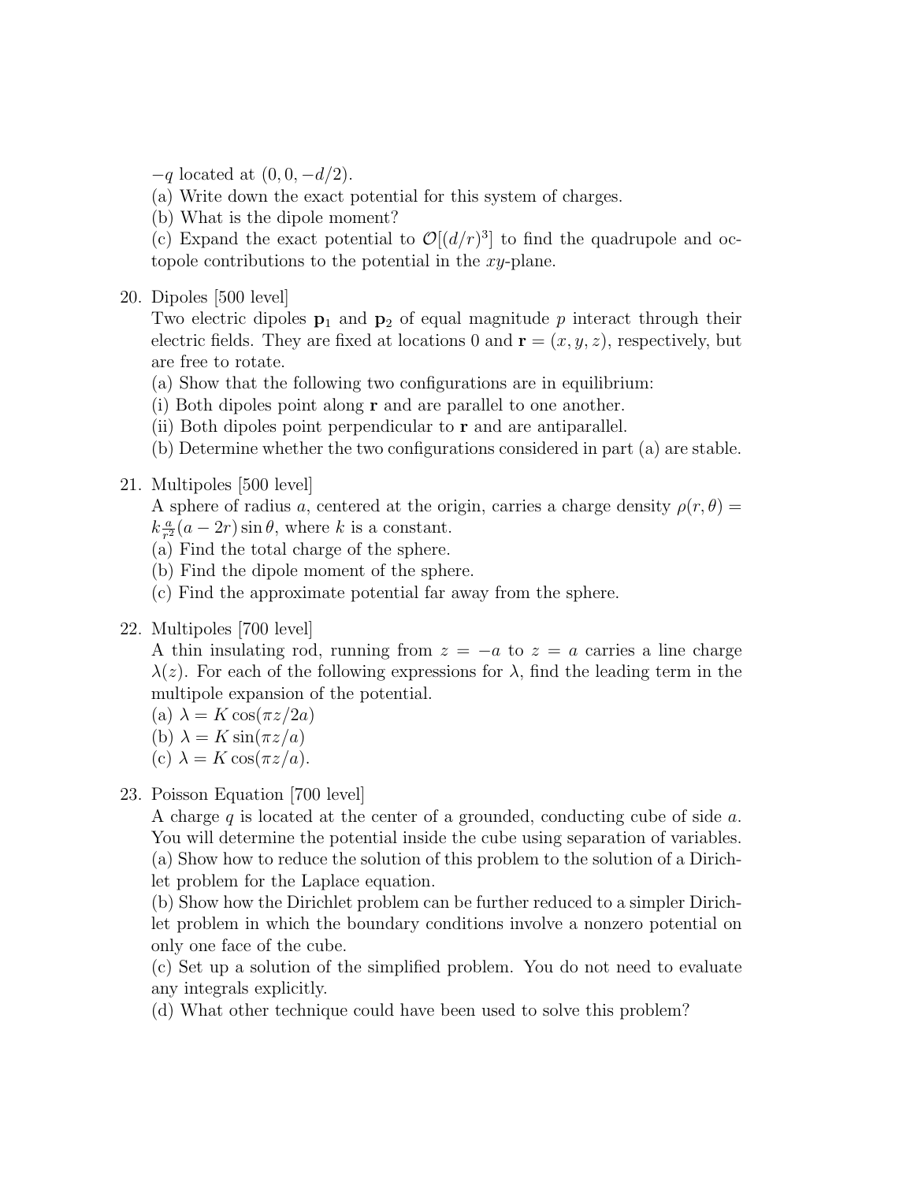$-q$ located at $(0, 0, -d/2)$.
(a) Write down the exact potential for this system of charges.
(b) What is the dipole moment?
(c) Expand the exact potential to $\mathcal{O}[(d/r)^3]$ to find the quadrupole and octopole contributions to the potential in the $xy$-plane.

20. Dipoles [500 level]
Two electric dipoles $\mathbf{p}_1$ and $\mathbf{p}_2$ of equal magnitude $p$ interact through their electric fields. They are fixed at locations 0 and $\mathbf{r} = (x, y, z)$, respectively, but are free to rotate.
(a) Show that the following two configurations are in equilibrium:
(i) Both dipoles point along $\mathbf{r}$ and are parallel to one another.
(ii) Both dipoles point perpendicular to $\mathbf{r}$ and are antiparallel.
(b) Determine whether the two configurations considered in part (a) are stable.

21. Multipoles [500 level]
A sphere of radius $a$, centered at the origin, carries a charge density $\rho(r, \theta) = k\frac{a}{r^2}(a - 2r)\sin\theta$, where $k$ is a constant.
(a) Find the total charge of the sphere.
(b) Find the dipole moment of the sphere.
(c) Find the approximate potential far away from the sphere.

22. Multipoles [700 level]
A thin insulating rod, running from $z = -a$ to $z = a$ carries a line charge $\lambda(z)$. For each of the following expressions for $\lambda$, find the leading term in the multipole expansion of the potential.
(a) $\lambda = K\cos(\pi z/2a)$
(b) $\lambda = K\sin(\pi z/a)$
(c) $\lambda = K\cos(\pi z/a)$.

23. Poisson Equation [700 level]
A charge $q$ is located at the center of a grounded, conducting cube of side $a$. You will determine the potential inside the cube using separation of variables.
(a) Show how to reduce the solution of this problem to the solution of a Dirichlet problem for the Laplace equation.
(b) Show how the Dirichlet problem can be further reduced to a simpler Dirichlet problem in which the boundary conditions involve a nonzero potential on only one face of the cube.
(c) Set up a solution of the simplified problem. You do not need to evaluate any integrals explicitly.
(d) What other technique could have been used to solve this problem?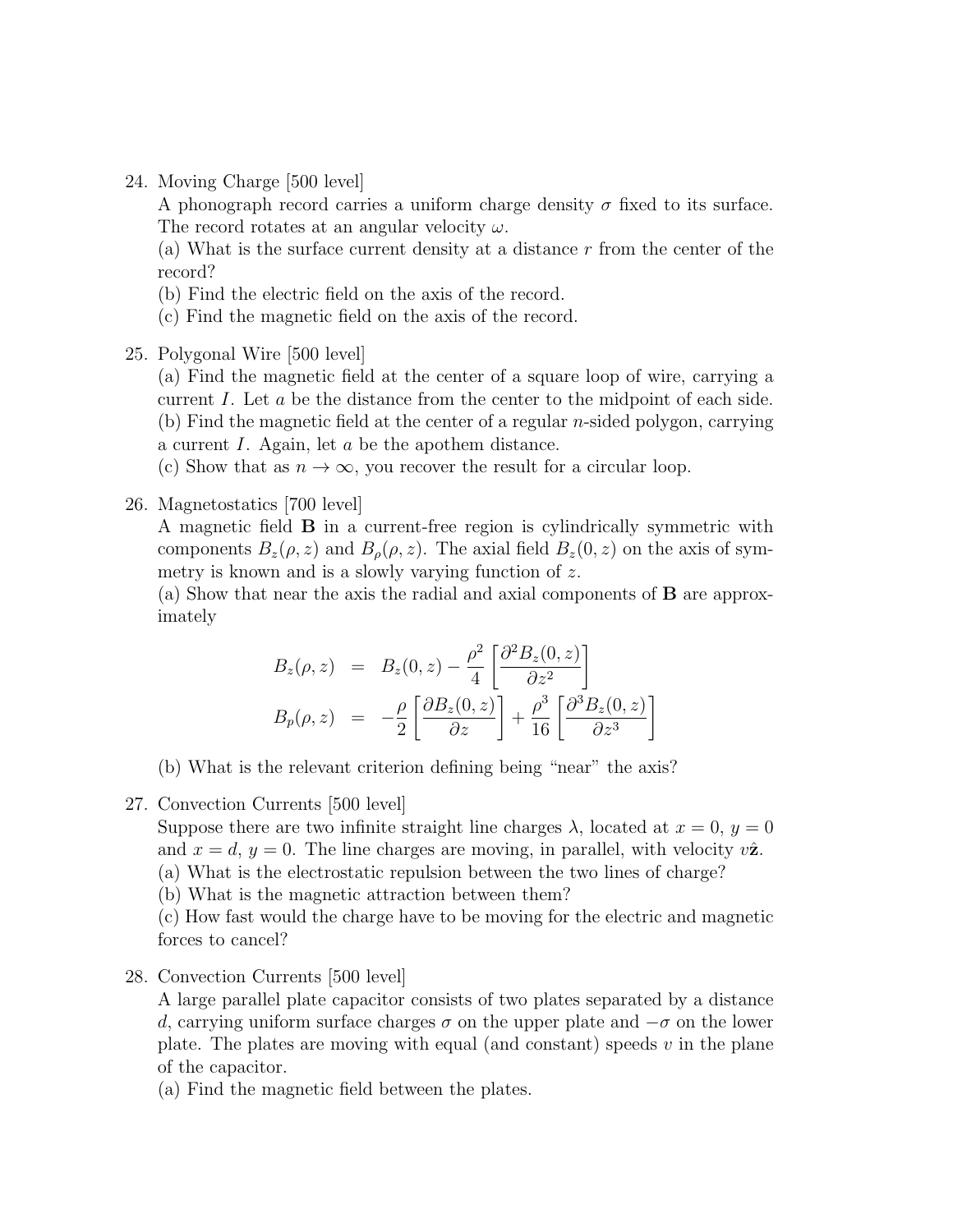24. Moving Charge [500 level]
A phonograph record carries a uniform charge density $\sigma$ fixed to its surface. The record rotates at an angular velocity $\omega$.
(a) What is the surface current density at a distance $r$ from the center of the record?
(b) Find the electric field on the axis of the record.
(c) Find the magnetic field on the axis of the record.

25. Polygonal Wire [500 level]
(a) Find the magnetic field at the center of a square loop of wire, carrying a current $I$. Let $a$ be the distance from the center to the midpoint of each side.
(b) Find the magnetic field at the center of a regular $n$-sided polygon, carrying a current $I$. Again, let $a$ be the apothem distance.
(c) Show that as $n \to \infty$, you recover the result for a circular loop.

26. Magnetostatics [700 level]
A magnetic field $\mathbf{B}$ in a current-free region is cylindrically symmetric with components $B_z(\rho, z)$ and $B_\rho(\rho, z)$. The axial field $B_z(0, z)$ on the axis of symmetry is known and is a slowly varying function of $z$.
(a) Show that near the axis the radial and axial components of $\mathbf{B}$ are approximately

$$
\begin{aligned}
B_z(\rho, z) &= B_z(0, z) - \frac{\rho^2}{4}\left[\frac{\partial^2 B_z(0, z)}{\partial z^2}\right] \\
B_p(\rho, z) &= -\frac{\rho}{2}\left[\frac{\partial B_z(0, z)}{\partial z}\right] + \frac{\rho^3}{16}\left[\frac{\partial^3 B_z(0, z)}{\partial z^3}\right]
\end{aligned}
$$

(b) What is the relevant criterion defining being "near" the axis?

27. Convection Currents [500 level]
Suppose there are two infinite straight line charges $\lambda$, located at $x = 0$, $y = 0$ and $x = d$, $y = 0$. The line charges are moving, in parallel, with velocity $v\hat{\mathbf{z}}$.
(a) What is the electrostatic repulsion between the two lines of charge?
(b) What is the magnetic attraction between them?
(c) How fast would the charge have to be moving for the electric and magnetic forces to cancel?

28. Convection Currents [500 level]
A large parallel plate capacitor consists of two plates separated by a distance $d$, carrying uniform surface charges $\sigma$ on the upper plate and $-\sigma$ on the lower plate. The plates are moving with equal (and constant) speeds $v$ in the plane of the capacitor.
(a) Find the magnetic field between the plates.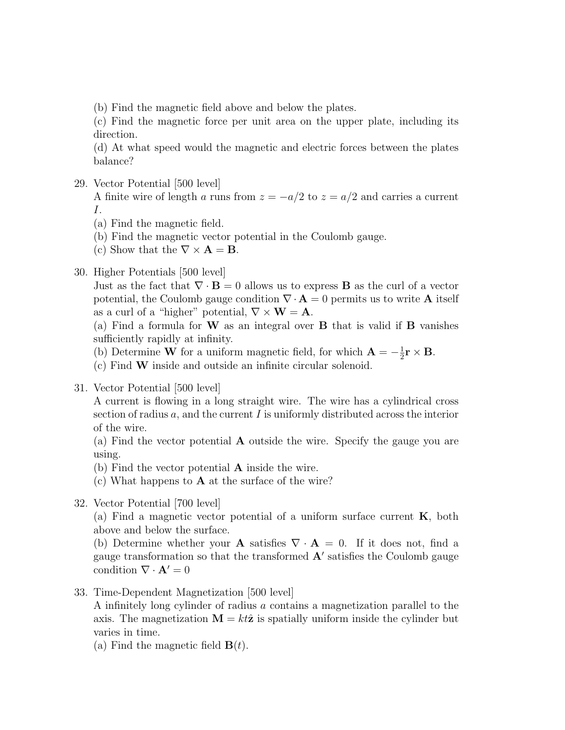(b) Find the magnetic field above and below the plates.
(c) Find the magnetic force per unit area on the upper plate, including its direction.
(d) At what speed would the magnetic and electric forces between the plates balance?

29. Vector Potential [500 level]
A finite wire of length $a$ runs from $z = -a/2$ to $z = a/2$ and carries a current $I$.
(a) Find the magnetic field.
(b) Find the magnetic vector potential in the Coulomb gauge.
(c) Show that the $\nabla \times \mathbf{A} = \mathbf{B}$.

30. Higher Potentials [500 level]
Just as the fact that $\nabla \cdot \mathbf{B} = 0$ allows us to express $\mathbf{B}$ as the curl of a vector potential, the Coulomb gauge condition $\nabla \cdot \mathbf{A} = 0$ permits us to write $\mathbf{A}$ itself as a curl of a "higher" potential, $\nabla \times \mathbf{W} = \mathbf{A}$.
(a) Find a formula for $\mathbf{W}$ as an integral over $\mathbf{B}$ that is valid if $\mathbf{B}$ vanishes sufficiently rapidly at infinity.
(b) Determine $\mathbf{W}$ for a uniform magnetic field, for which $\mathbf{A} = -\frac{1}{2}\mathbf{r} \times \mathbf{B}$.
(c) Find $\mathbf{W}$ inside and outside an infinite circular solenoid.

31. Vector Potential [500 level]
A current is flowing in a long straight wire. The wire has a cylindrical cross section of radius $a$, and the current $I$ is uniformly distributed across the interior of the wire.
(a) Find the vector potential $\mathbf{A}$ outside the wire. Specify the gauge you are using.
(b) Find the vector potential $\mathbf{A}$ inside the wire.
(c) What happens to $\mathbf{A}$ at the surface of the wire?

32. Vector Potential [700 level]
(a) Find a magnetic vector potential of a uniform surface current $\mathbf{K}$, both above and below the surface.
(b) Determine whether your $\mathbf{A}$ satisfies $\nabla \cdot \mathbf{A} = 0$. If it does not, find a gauge transformation so that the transformed $\mathbf{A}'$ satisfies the Coulomb gauge condition $\nabla \cdot \mathbf{A}' = 0$

33. Time-Dependent Magnetization [500 level]
A infinitely long cylinder of radius $a$ contains a magnetization parallel to the axis. The magnetization $\mathbf{M} = kt\hat{\mathbf{z}}$ is spatially uniform inside the cylinder but varies in time.
(a) Find the magnetic field $\mathbf{B}(t)$.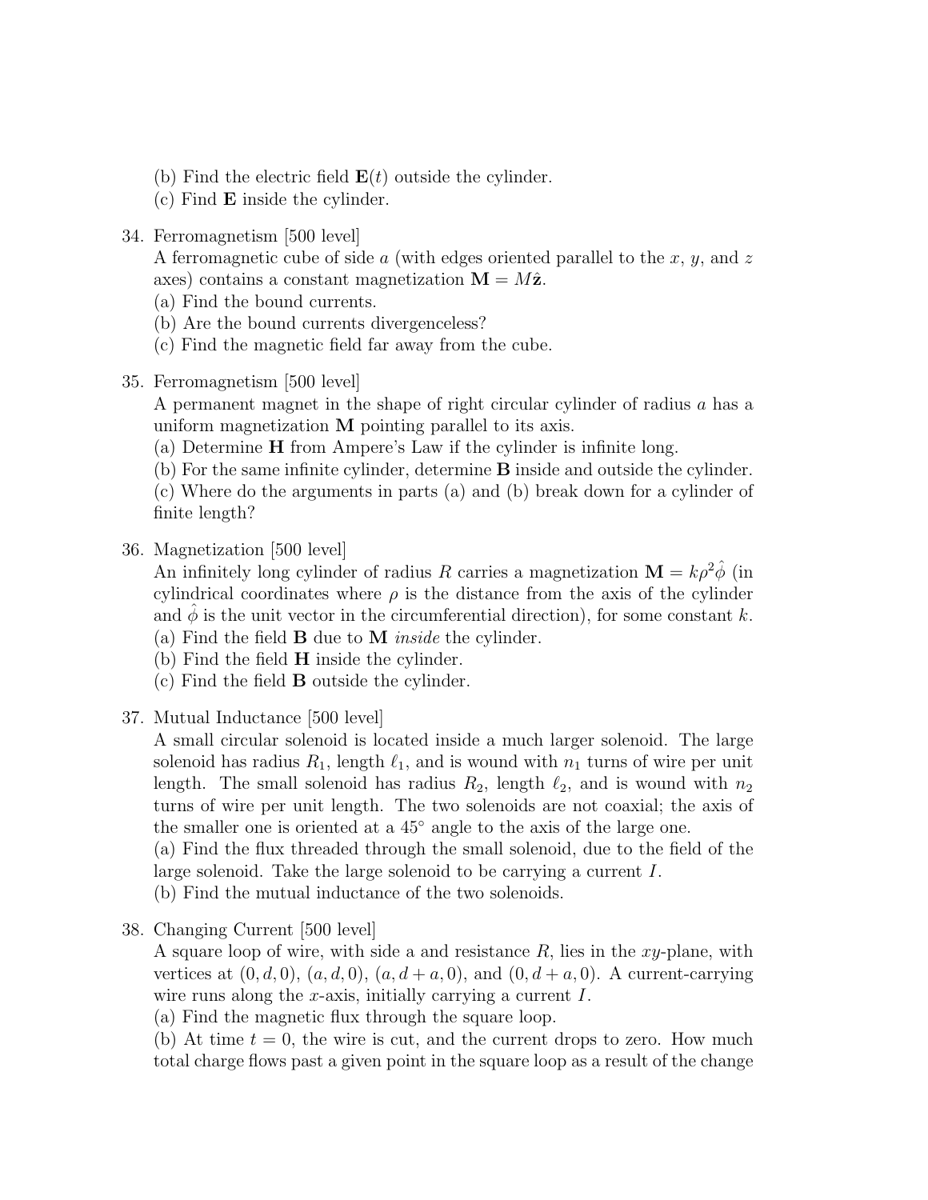(b) Find the electric field $\mathbf{E}(t)$ outside the cylinder.
(c) Find $\mathbf{E}$ inside the cylinder.

34. Ferromagnetism [500 level]
A ferromagnetic cube of side $a$ (with edges oriented parallel to the $x$, $y$, and $z$ axes) contains a constant magnetization $\mathbf{M} = M\hat{\mathbf{z}}$.
(a) Find the bound currents.
(b) Are the bound currents divergenceless?
(c) Find the magnetic field far away from the cube.

35. Ferromagnetism [500 level]
A permanent magnet in the shape of right circular cylinder of radius $a$ has a uniform magnetization $\mathbf{M}$ pointing parallel to its axis.
(a) Determine $\mathbf{H}$ from Ampere's Law if the cylinder is infinite long.
(b) For the same infinite cylinder, determine $\mathbf{B}$ inside and outside the cylinder.
(c) Where do the arguments in parts (a) and (b) break down for a cylinder of finite length?

36. Magnetization [500 level]
An infinitely long cylinder of radius $R$ carries a magnetization $\mathbf{M} = k\rho^2\hat{\phi}$ (in cylindrical coordinates where $\rho$ is the distance from the axis of the cylinder and $\hat{\phi}$ is the unit vector in the circumferential direction), for some constant $k$.
(a) Find the field $\mathbf{B}$ due to $\mathbf{M}$ *inside* the cylinder.
(b) Find the field $\mathbf{H}$ inside the cylinder.
(c) Find the field $\mathbf{B}$ outside the cylinder.

37. Mutual Inductance [500 level]
A small circular solenoid is located inside a much larger solenoid. The large solenoid has radius $R_1$, length $\ell_1$, and is wound with $n_1$ turns of wire per unit length. The small solenoid has radius $R_2$, length $\ell_2$, and is wound with $n_2$ turns of wire per unit length. The two solenoids are not coaxial; the axis of the smaller one is oriented at a $45^\circ$ angle to the axis of the large one.
(a) Find the flux threaded through the small solenoid, due to the field of the large solenoid. Take the large solenoid to be carrying a current $I$.
(b) Find the mutual inductance of the two solenoids.

38. Changing Current [500 level]
A square loop of wire, with side a and resistance $R$, lies in the $xy$-plane, with vertices at $(0, d, 0)$, $(a, d, 0)$, $(a, d + a, 0)$, and $(0, d + a, 0)$. A current-carrying wire runs along the $x$-axis, initially carrying a current $I$.
(a) Find the magnetic flux through the square loop.
(b) At time $t = 0$, the wire is cut, and the current drops to zero. How much total charge flows past a given point in the square loop as a result of the change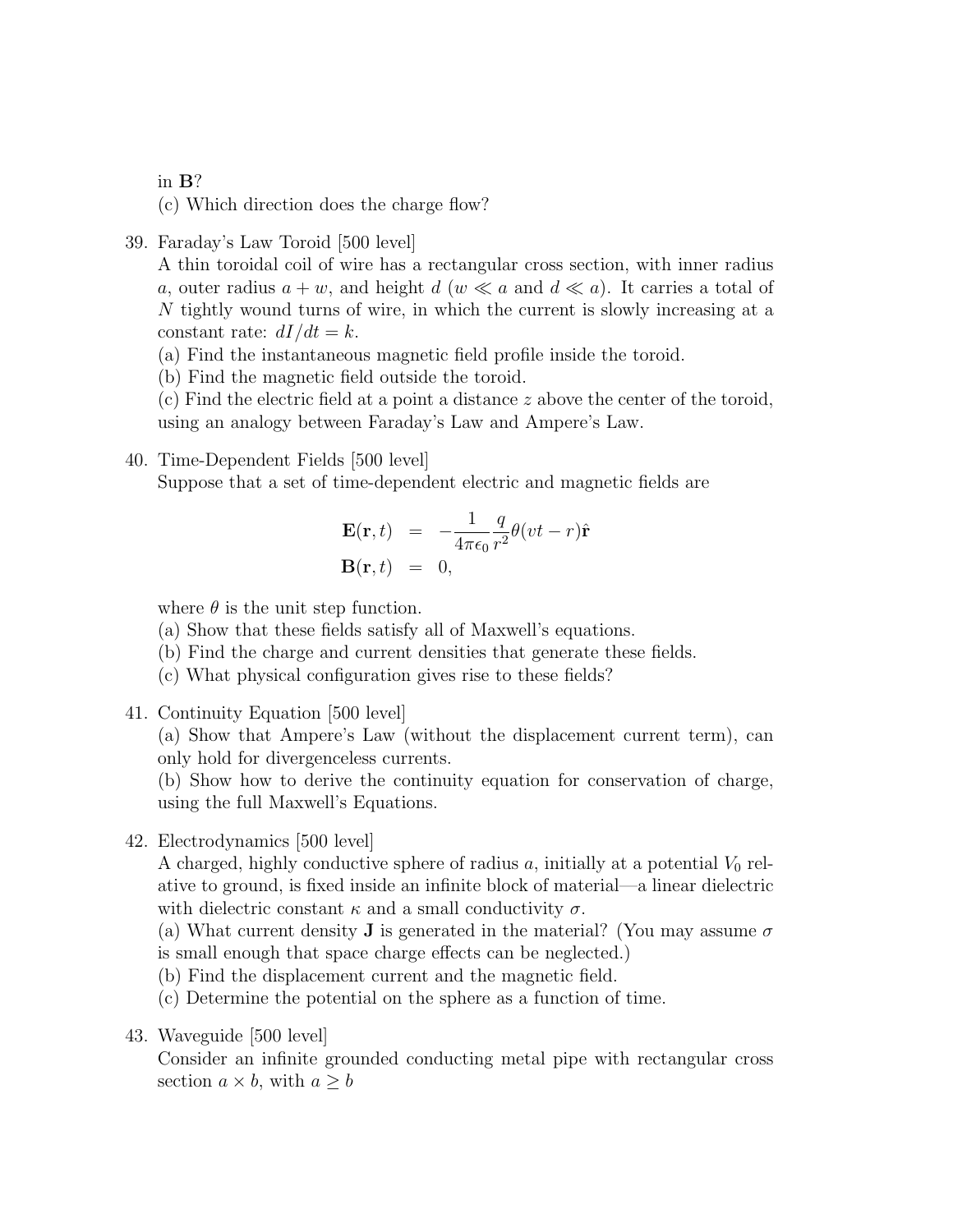in $\mathbf{B}$?

(c) Which direction does the charge flow?

39. Faraday's Law Toroid [500 level]

A thin toroidal coil of wire has a rectangular cross section, with inner radius $a$, outer radius $a + w$, and height $d$ ($w \ll a$ and $d \ll a$). It carries a total of $N$ tightly wound turns of wire, in which the current is slowly increasing at a constant rate: $dI/dt = k$.

(a) Find the instantaneous magnetic field profile inside the toroid.

(b) Find the magnetic field outside the toroid.

(c) Find the electric field at a point a distance $z$ above the center of the toroid, using an analogy between Faraday's Law and Ampere's Law.

40. Time-Dependent Fields [500 level]

Suppose that a set of time-dependent electric and magnetic fields are

$$\mathbf{E}(\mathbf{r}, t) = -\frac{1}{4\pi\epsilon_0}\frac{q}{r^2}\theta(vt - r)\hat{\mathbf{r}}$$
$$\mathbf{B}(\mathbf{r}, t) = 0,$$

where $\theta$ is the unit step function.

(a) Show that these fields satisfy all of Maxwell's equations.

(b) Find the charge and current densities that generate these fields.

(c) What physical configuration gives rise to these fields?

41. Continuity Equation [500 level]

(a) Show that Ampere's Law (without the displacement current term), can only hold for divergenceless currents.

(b) Show how to derive the continuity equation for conservation of charge, using the full Maxwell's Equations.

42. Electrodynamics [500 level]

A charged, highly conductive sphere of radius $a$, initially at a potential $V_0$ relative to ground, is fixed inside an infinite block of material—a linear dielectric with dielectric constant $\kappa$ and a small conductivity $\sigma$.

(a) What current density $\mathbf{J}$ is generated in the material? (You may assume $\sigma$ is small enough that space charge effects can be neglected.)

(b) Find the displacement current and the magnetic field.

(c) Determine the potential on the sphere as a function of time.

43. Waveguide [500 level]

Consider an infinite grounded conducting metal pipe with rectangular cross section $a \times b$, with $a \geq b$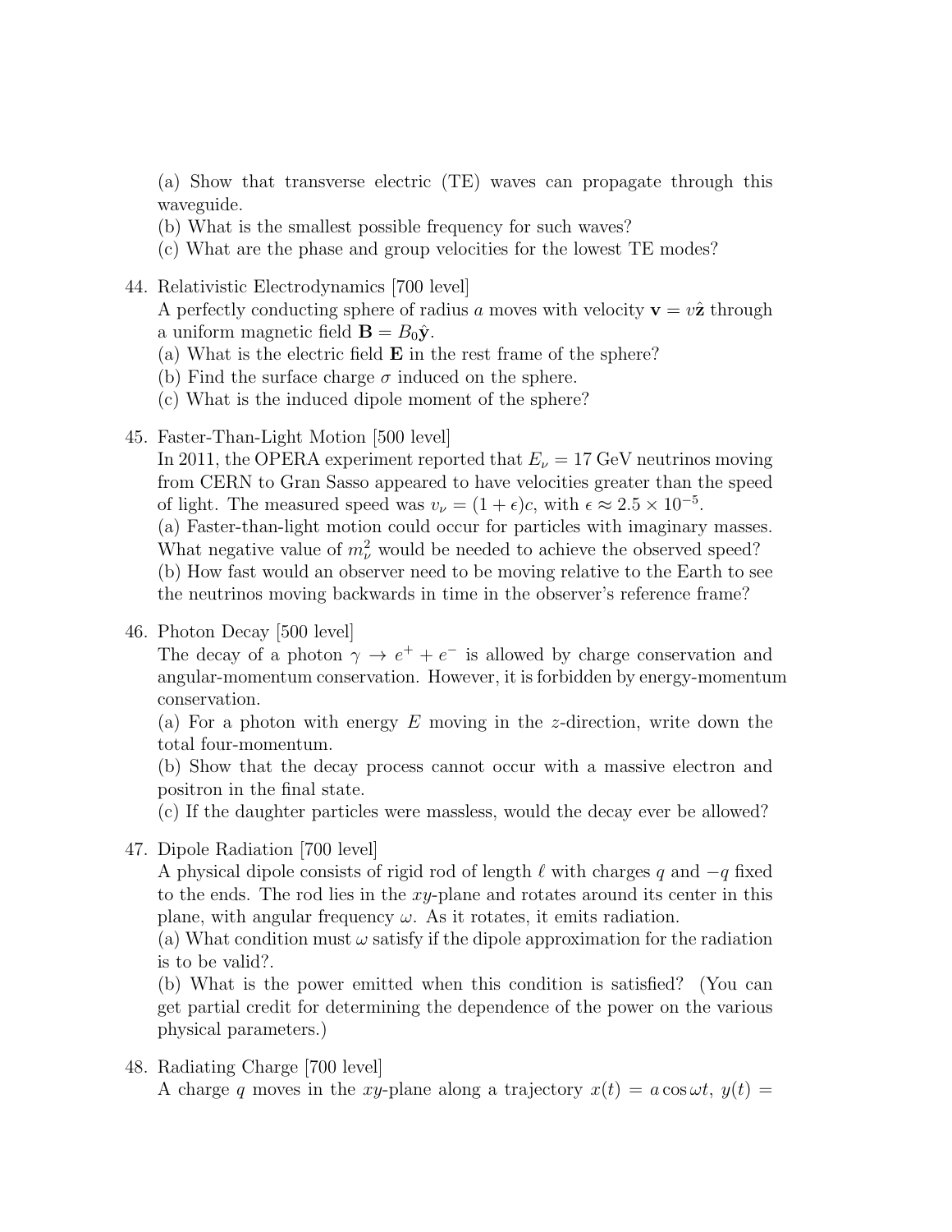(a) Show that transverse electric (TE) waves can propagate through this waveguide.
(b) What is the smallest possible frequency for such waves?
(c) What are the phase and group velocities for the lowest TE modes?

44. Relativistic Electrodynamics [700 level]
A perfectly conducting sphere of radius $a$ moves with velocity $\mathbf{v} = v\hat{\mathbf{z}}$ through a uniform magnetic field $\mathbf{B} = B_0\hat{\mathbf{y}}$.
(a) What is the electric field $\mathbf{E}$ in the rest frame of the sphere?
(b) Find the surface charge $\sigma$ induced on the sphere.
(c) What is the induced dipole moment of the sphere?

45. Faster-Than-Light Motion [500 level]
In 2011, the OPERA experiment reported that $E_\nu = 17$ GeV neutrinos moving from CERN to Gran Sasso appeared to have velocities greater than the speed of light. The measured speed was $v_\nu = (1 + \epsilon)c$, with $\epsilon \approx 2.5 \times 10^{-5}$.
(a) Faster-than-light motion could occur for particles with imaginary masses. What negative value of $m_\nu^2$ would be needed to achieve the observed speed?
(b) How fast would an observer need to be moving relative to the Earth to see the neutrinos moving backwards in time in the observer's reference frame?

46. Photon Decay [500 level]
The decay of a photon $\gamma \to e^+ + e^-$ is allowed by charge conservation and angular-momentum conservation. However, it is forbidden by energy-momentum conservation.
(a) For a photon with energy $E$ moving in the $z$-direction, write down the total four-momentum.
(b) Show that the decay process cannot occur with a massive electron and positron in the final state.
(c) If the daughter particles were massless, would the decay ever be allowed?

47. Dipole Radiation [700 level]
A physical dipole consists of rigid rod of length $\ell$ with charges $q$ and $-q$ fixed to the ends. The rod lies in the $xy$-plane and rotates around its center in this plane, with angular frequency $\omega$. As it rotates, it emits radiation.
(a) What condition must $\omega$ satisfy if the dipole approximation for the radiation is to be valid?.
(b) What is the power emitted when this condition is satisfied? (You can get partial credit for determining the dependence of the power on the various physical parameters.)

48. Radiating Charge [700 level]
A charge $q$ moves in the $xy$-plane along a trajectory $x(t) = a\cos\omega t$, $y(t) =$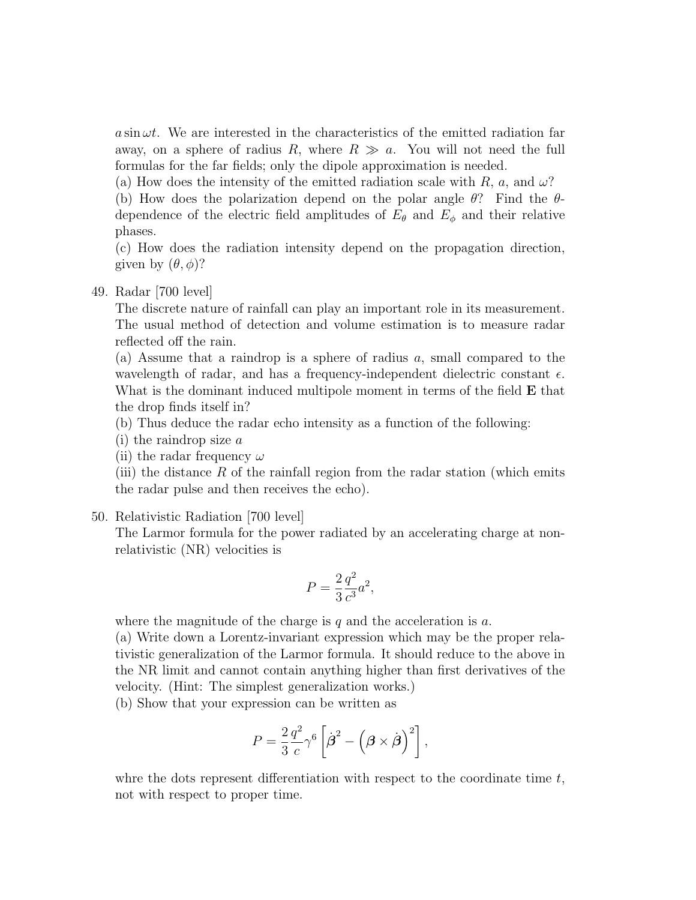$a \sin \omega t$. We are interested in the characteristics of the emitted radiation far away, on a sphere of radius $R$, where $R \gg a$. You will not need the full formulas for the far fields; only the dipole approximation is needed.
(a) How does the intensity of the emitted radiation scale with $R$, $a$, and $\omega$?
(b) How does the polarization depend on the polar angle $\theta$? Find the $\theta$-dependence of the electric field amplitudes of $E_\theta$ and $E_\phi$ and their relative phases.
(c) How does the radiation intensity depend on the propagation direction, given by $(\theta, \phi)$?

49. Radar [700 level]
The discrete nature of rainfall can play an important role in its measurement. The usual method of detection and volume estimation is to measure radar reflected off the rain.
(a) Assume that a raindrop is a sphere of radius $a$, small compared to the wavelength of radar, and has a frequency-independent dielectric constant $\epsilon$. What is the dominant induced multipole moment in terms of the field $\mathbf{E}$ that the drop finds itself in?
(b) Thus deduce the radar echo intensity as a function of the following:
(i) the raindrop size $a$
(ii) the radar frequency $\omega$
(iii) the distance $R$ of the rainfall region from the radar station (which emits the radar pulse and then receives the echo).

50. Relativistic Radiation [700 level]
The Larmor formula for the power radiated by an accelerating charge at non-relativistic (NR) velocities is

$$P = \frac{2}{3}\frac{q^2}{c^3}a^2,$$

where the magnitude of the charge is $q$ and the acceleration is $a$.
(a) Write down a Lorentz-invariant expression which may be the proper relativistic generalization of the Larmor formula. It should reduce to the above in the NR limit and cannot contain anything higher than first derivatives of the velocity. (Hint: The simplest generalization works.)
(b) Show that your expression can be written as

$$P = \frac{2}{3}\frac{q^2}{c}\gamma^6 \left[\dot{\boldsymbol{\beta}}^2 - \left(\boldsymbol{\beta} \times \dot{\boldsymbol{\beta}}\right)^2\right],$$

whre the dots represent differentiation with respect to the coordinate time $t$, not with respect to proper time.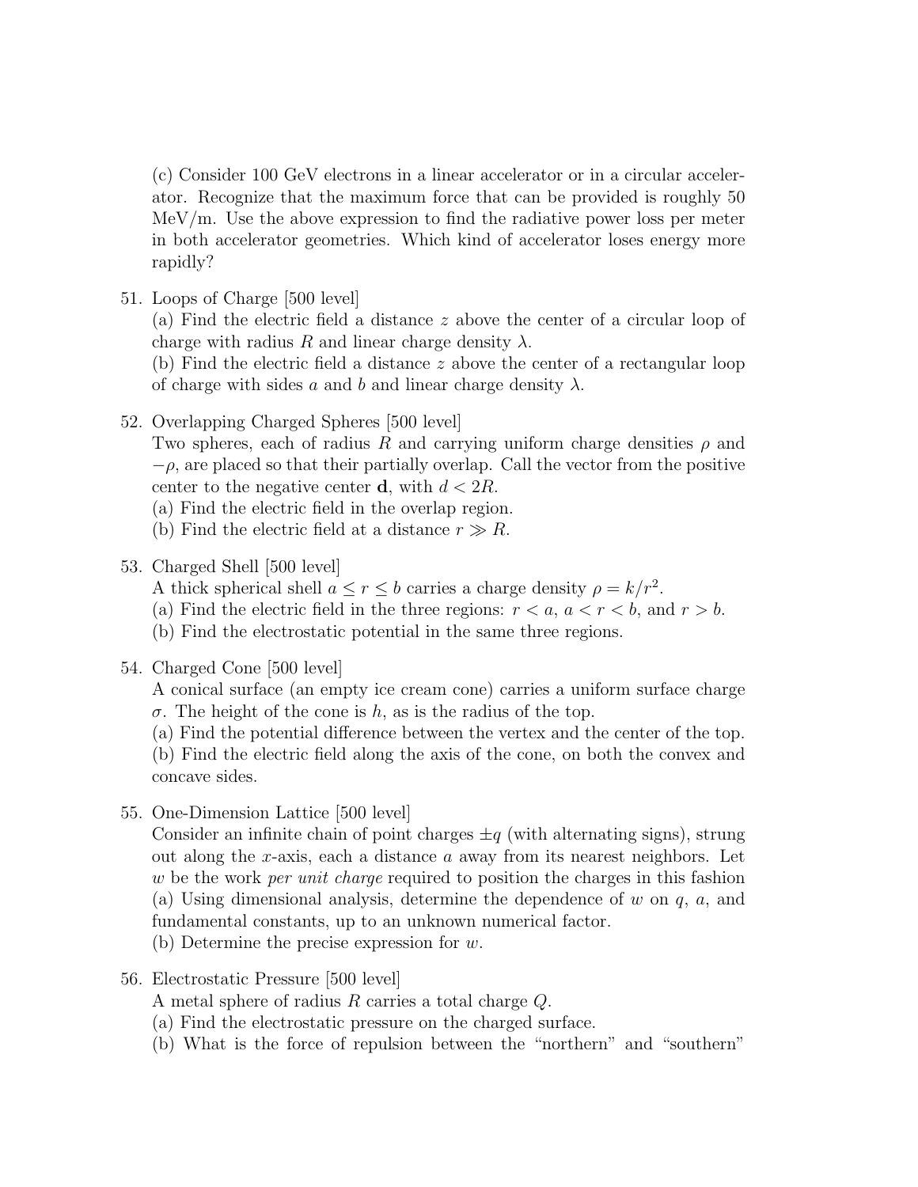(c) Consider 100 GeV electrons in a linear accelerator or in a circular accelerator. Recognize that the maximum force that can be provided is roughly 50 MeV/m. Use the above expression to find the radiative power loss per meter in both accelerator geometries. Which kind of accelerator loses energy more rapidly?

51. Loops of Charge [500 level]
   (a) Find the electric field a distance $z$ above the center of a circular loop of charge with radius $R$ and linear charge density $\lambda$.
   (b) Find the electric field a distance $z$ above the center of a rectangular loop of charge with sides $a$ and $b$ and linear charge density $\lambda$.

52. Overlapping Charged Spheres [500 level]
   Two spheres, each of radius $R$ and carrying uniform charge densities $\rho$ and $-\rho$, are placed so that their partially overlap. Call the vector from the positive center to the negative center $\mathbf{d}$, with $d < 2R$.
   (a) Find the electric field in the overlap region.
   (b) Find the electric field at a distance $r \gg R$.

53. Charged Shell [500 level]
   A thick spherical shell $a \leq r \leq b$ carries a charge density $\rho = k/r^2$.
   (a) Find the electric field in the three regions: $r < a$, $a < r < b$, and $r > b$.
   (b) Find the electrostatic potential in the same three regions.

54. Charged Cone [500 level]
   A conical surface (an empty ice cream cone) carries a uniform surface charge $\sigma$. The height of the cone is $h$, as is the radius of the top.
   (a) Find the potential difference between the vertex and the center of the top.
   (b) Find the electric field along the axis of the cone, on both the convex and concave sides.

55. One-Dimension Lattice [500 level]
   Consider an infinite chain of point charges $\pm q$ (with alternating signs), strung out along the $x$-axis, each a distance $a$ away from its nearest neighbors. Let $w$ be the work *per unit charge* required to position the charges in this fashion
   (a) Using dimensional analysis, determine the dependence of $w$ on $q$, $a$, and fundamental constants, up to an unknown numerical factor.
   (b) Determine the precise expression for $w$.

56. Electrostatic Pressure [500 level]
   A metal sphere of radius $R$ carries a total charge $Q$.
   (a) Find the electrostatic pressure on the charged surface.
   (b) What is the force of repulsion between the "northern" and "southern"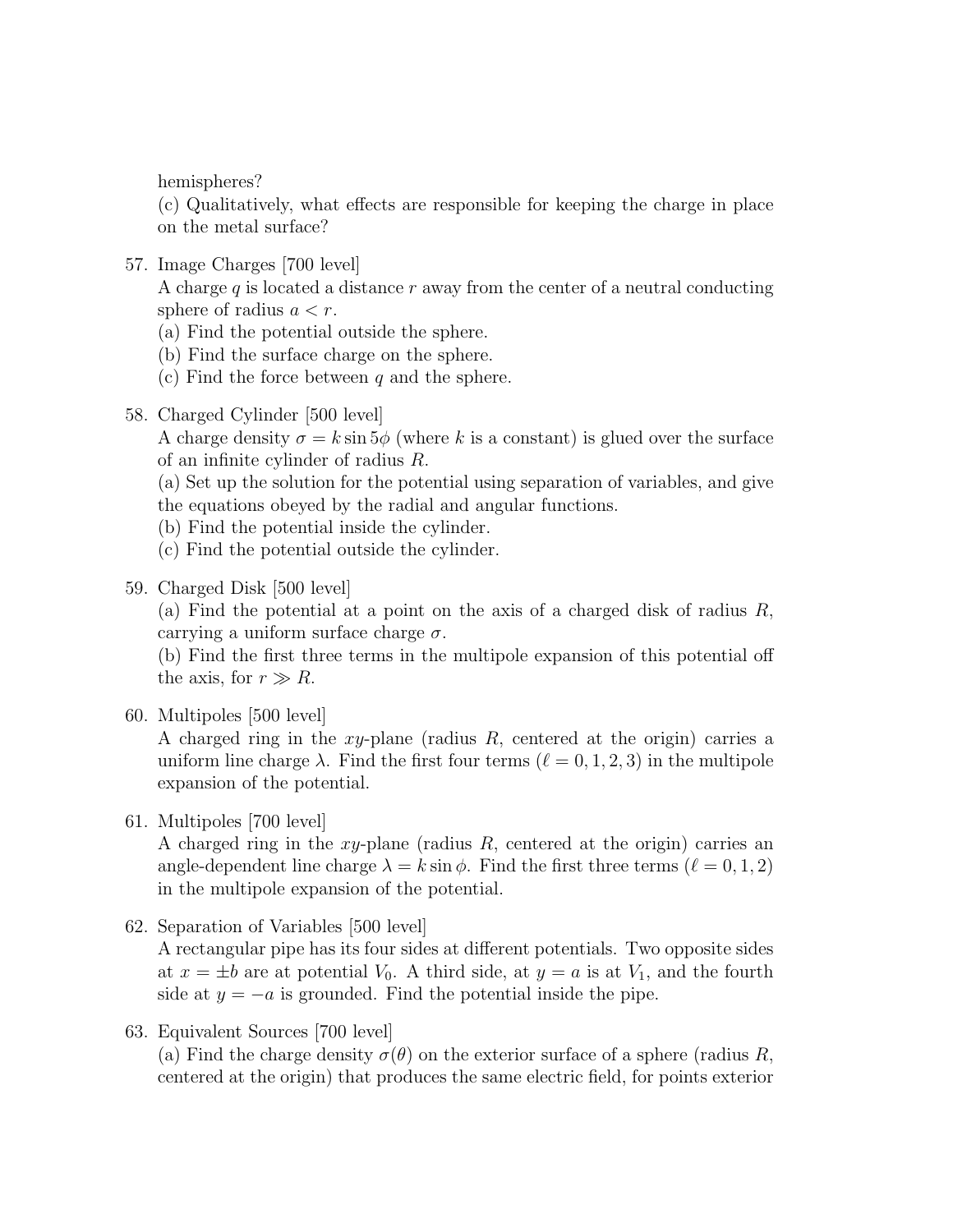hemispheres?

(c) Qualitatively, what effects are responsible for keeping the charge in place on the metal surface?

57. Image Charges [700 level]

    A charge $q$ is located a distance $r$ away from the center of a neutral conducting sphere of radius $a < r$.

    (a) Find the potential outside the sphere.

    (b) Find the surface charge on the sphere.

    (c) Find the force between $q$ and the sphere.

58. Charged Cylinder [500 level]

    A charge density $\sigma = k \sin 5\phi$ (where $k$ is a constant) is glued over the surface of an infinite cylinder of radius $R$.

    (a) Set up the solution for the potential using separation of variables, and give the equations obeyed by the radial and angular functions.

    (b) Find the potential inside the cylinder.

    (c) Find the potential outside the cylinder.

59. Charged Disk [500 level]

    (a) Find the potential at a point on the axis of a charged disk of radius $R$, carrying a uniform surface charge $\sigma$.

    (b) Find the first three terms in the multipole expansion of this potential off the axis, for $r \gg R$.

60. Multipoles [500 level]

    A charged ring in the $xy$-plane (radius $R$, centered at the origin) carries a uniform line charge $\lambda$. Find the first four terms ($\ell = 0, 1, 2, 3$) in the multipole expansion of the potential.

61. Multipoles [700 level]

    A charged ring in the $xy$-plane (radius $R$, centered at the origin) carries an angle-dependent line charge $\lambda = k \sin \phi$. Find the first three terms ($\ell = 0, 1, 2$) in the multipole expansion of the potential.

62. Separation of Variables [500 level]

    A rectangular pipe has its four sides at different potentials. Two opposite sides at $x = \pm b$ are at potential $V_0$. A third side, at $y = a$ is at $V_1$, and the fourth side at $y = -a$ is grounded. Find the potential inside the pipe.

63. Equivalent Sources [700 level]

    (a) Find the charge density $\sigma(\theta)$ on the exterior surface of a sphere (radius $R$, centered at the origin) that produces the same electric field, for points exterior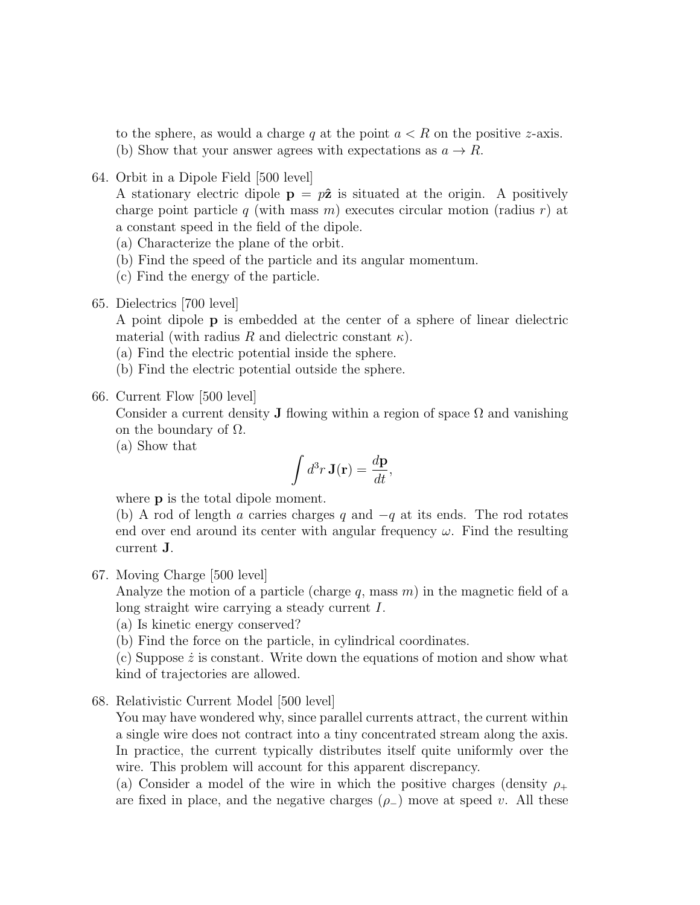to the sphere, as would a charge $q$ at the point $a < R$ on the positive $z$-axis.
(b) Show that your answer agrees with expectations as $a \to R$.

64. Orbit in a Dipole Field [500 level]
A stationary electric dipole $\mathbf{p} = p\hat{\mathbf{z}}$ is situated at the origin. A positively charge point particle $q$ (with mass $m$) executes circular motion (radius $r$) at a constant speed in the field of the dipole.
(a) Characterize the plane of the orbit.
(b) Find the speed of the particle and its angular momentum.
(c) Find the energy of the particle.

65. Dielectrics [700 level]
A point dipole $\mathbf{p}$ is embedded at the center of a sphere of linear dielectric material (with radius $R$ and dielectric constant $\kappa$).
(a) Find the electric potential inside the sphere.
(b) Find the electric potential outside the sphere.

66. Current Flow [500 level]
Consider a current density $\mathbf{J}$ flowing within a region of space $\Omega$ and vanishing on the boundary of $\Omega$.
(a) Show that
$$\int d^3r \, \mathbf{J}(\mathbf{r}) = \frac{d\mathbf{p}}{dt},$$
where $\mathbf{p}$ is the total dipole moment.
(b) A rod of length $a$ carries charges $q$ and $-q$ at its ends. The rod rotates end over end around its center with angular frequency $\omega$. Find the resulting current $\mathbf{J}$.

67. Moving Charge [500 level]
Analyze the motion of a particle (charge $q$, mass $m$) in the magnetic field of a long straight wire carrying a steady current $I$.
(a) Is kinetic energy conserved?
(b) Find the force on the particle, in cylindrical coordinates.
(c) Suppose $\dot{z}$ is constant. Write down the equations of motion and show what kind of trajectories are allowed.

68. Relativistic Current Model [500 level]
You may have wondered why, since parallel currents attract, the current within a single wire does not contract into a tiny concentrated stream along the axis. In practice, the current typically distributes itself quite uniformly over the wire. This problem will account for this apparent discrepancy.
(a) Consider a model of the wire in which the positive charges (density $\rho_+$ are fixed in place, and the negative charges ($\rho_-$) move at speed $v$. All these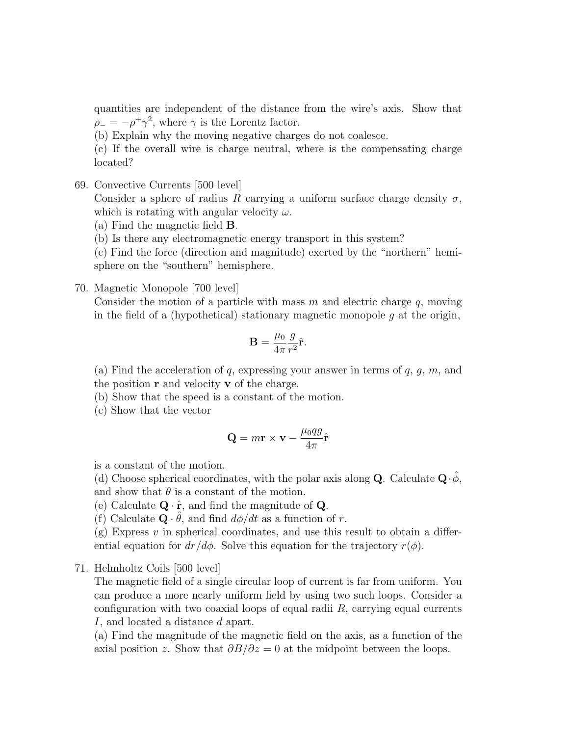quantities are independent of the distance from the wire's axis. Show that $\rho_- = -\rho^+\gamma^2$, where $\gamma$ is the Lorentz factor.
(b) Explain why the moving negative charges do not coalesce.
(c) If the overall wire is charge neutral, where is the compensating charge located?

69. Convective Currents [500 level]
Consider a sphere of radius $R$ carrying a uniform surface charge density $\sigma$, which is rotating with angular velocity $\omega$.
(a) Find the magnetic field $\mathbf{B}$.
(b) Is there any electromagnetic energy transport in this system?
(c) Find the force (direction and magnitude) exerted by the "northern" hemisphere on the "southern" hemisphere.

70. Magnetic Monopole [700 level]
Consider the motion of a particle with mass $m$ and electric charge $q$, moving in the field of a (hypothetical) stationary magnetic monopole $g$ at the origin,

$$\mathbf{B} = \frac{\mu_0}{4\pi}\frac{g}{r^2}\hat{\mathbf{r}}.$$

(a) Find the acceleration of $q$, expressing your answer in terms of $q$, $g$, $m$, and the position $\mathbf{r}$ and velocity $\mathbf{v}$ of the charge.
(b) Show that the speed is a constant of the motion.
(c) Show that the vector

$$\mathbf{Q} = m\mathbf{r} \times \mathbf{v} - \frac{\mu_0 q g}{4\pi}\hat{\mathbf{r}}$$

is a constant of the motion.
(d) Choose spherical coordinates, with the polar axis along $\mathbf{Q}$. Calculate $\mathbf{Q}\cdot\hat{\phi}$, and show that $\theta$ is a constant of the motion.
(e) Calculate $\mathbf{Q}\cdot\hat{\mathbf{r}}$, and find the magnitude of $\mathbf{Q}$.
(f) Calculate $\mathbf{Q}\cdot\hat{\theta}$, and find $d\phi/dt$ as a function of $r$.
(g) Express $v$ in spherical coordinates, and use this result to obtain a differential equation for $dr/d\phi$. Solve this equation for the trajectory $r(\phi)$.

71. Helmholtz Coils [500 level]
The magnetic field of a single circular loop of current is far from uniform. You can produce a more nearly uniform field by using two such loops. Consider a configuration with two coaxial loops of equal radii $R$, carrying equal currents $I$, and located a distance $d$ apart.
(a) Find the magnitude of the magnetic field on the axis, as a function of the axial position $z$. Show that $\partial B/\partial z = 0$ at the midpoint between the loops.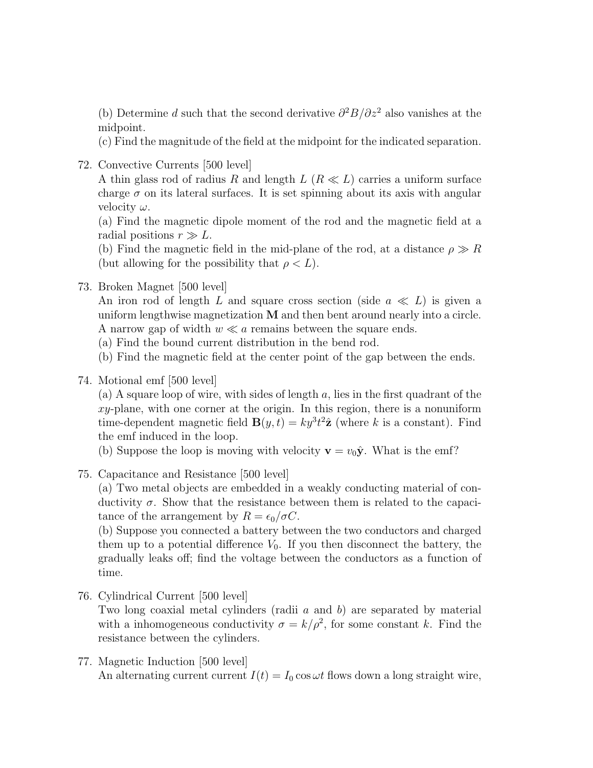(b) Determine $d$ such that the second derivative $\partial^2 B/\partial z^2$ also vanishes at the midpoint.

(c) Find the magnitude of the field at the midpoint for the indicated separation.

72. Convective Currents [500 level]

    A thin glass rod of radius $R$ and length $L$ ($R \ll L$) carries a uniform surface charge $\sigma$ on its lateral surfaces. It is set spinning about its axis with angular velocity $\omega$.

    (a) Find the magnetic dipole moment of the rod and the magnetic field at a radial positions $r \gg L$.

    (b) Find the magnetic field in the mid-plane of the rod, at a distance $\rho \gg R$ (but allowing for the possibility that $\rho < L$).

73. Broken Magnet [500 level]

    An iron rod of length $L$ and square cross section (side $a \ll L$) is given a uniform lengthwise magnetization $\mathbf{M}$ and then bent around nearly into a circle. A narrow gap of width $w \ll a$ remains between the square ends.

    (a) Find the bound current distribution in the bend rod.

    (b) Find the magnetic field at the center point of the gap between the ends.

74. Motional emf [500 level]

    (a) A square loop of wire, with sides of length $a$, lies in the first quadrant of the $xy$-plane, with one corner at the origin. In this region, there is a nonuniform time-dependent magnetic field $\mathbf{B}(y,t) = ky^3t^2\hat{\mathbf{z}}$ (where $k$ is a constant). Find the emf induced in the loop.

    (b) Suppose the loop is moving with velocity $\mathbf{v} = v_0\hat{\mathbf{y}}$. What is the emf?

75. Capacitance and Resistance [500 level]

    (a) Two metal objects are embedded in a weakly conducting material of conductivity $\sigma$. Show that the resistance between them is related to the capacitance of the arrangement by $R = \epsilon_0/\sigma C$.

    (b) Suppose you connected a battery between the two conductors and charged them up to a potential difference $V_0$. If you then disconnect the battery, the gradually leaks off; find the voltage between the conductors as a function of time.

76. Cylindrical Current [500 level]

    Two long coaxial metal cylinders (radii $a$ and $b$) are separated by material with a inhomogeneous conductivity $\sigma = k/\rho^2$, for some constant $k$. Find the resistance between the cylinders.

77. Magnetic Induction [500 level]

    An alternating current current $I(t) = I_0 \cos\omega t$ flows down a long straight wire,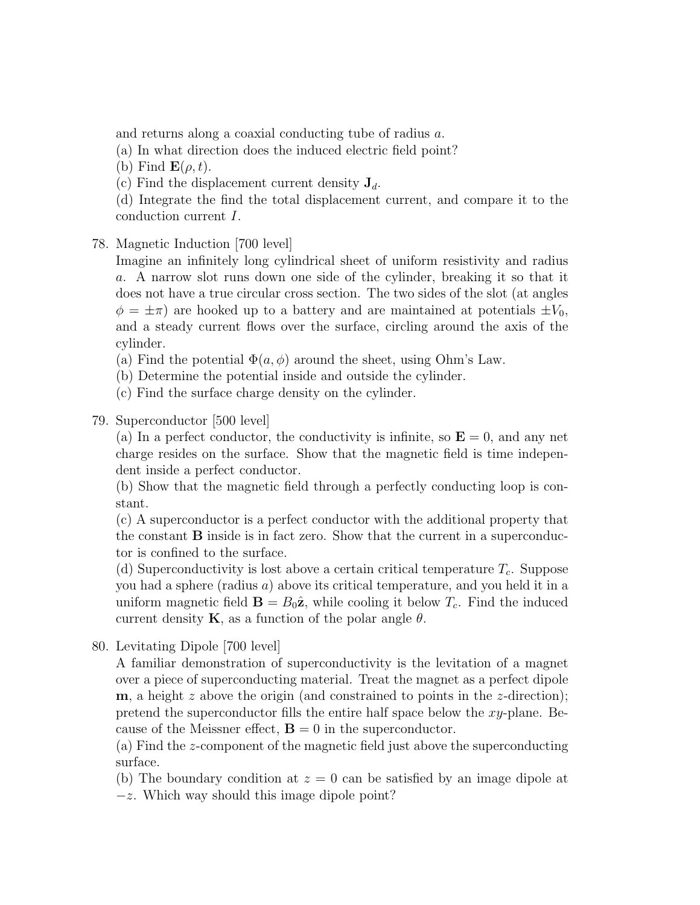and returns along a coaxial conducting tube of radius $a$.
(a) In what direction does the induced electric field point?
(b) Find $\mathbf{E}(\rho, t)$.
(c) Find the displacement current density $\mathbf{J}_d$.
(d) Integrate the find the total displacement current, and compare it to the conduction current $I$.

78. Magnetic Induction [700 level]
Imagine an infinitely long cylindrical sheet of uniform resistivity and radius $a$. A narrow slot runs down one side of the cylinder, breaking it so that it does not have a true circular cross section. The two sides of the slot (at angles $\phi = \pm\pi$) are hooked up to a battery and are maintained at potentials $\pm V_0$, and a steady current flows over the surface, circling around the axis of the cylinder.
(a) Find the potential $\Phi(a, \phi)$ around the sheet, using Ohm's Law.
(b) Determine the potential inside and outside the cylinder.
(c) Find the surface charge density on the cylinder.

79. Superconductor [500 level]
(a) In a perfect conductor, the conductivity is infinite, so $\mathbf{E} = 0$, and any net charge resides on the surface. Show that the magnetic field is time independent inside a perfect conductor.
(b) Show that the magnetic field through a perfectly conducting loop is constant.
(c) A superconductor is a perfect conductor with the additional property that the constant $\mathbf{B}$ inside is in fact zero. Show that the current in a superconductor is confined to the surface.
(d) Superconductivity is lost above a certain critical temperature $T_c$. Suppose you had a sphere (radius $a$) above its critical temperature, and you held it in a uniform magnetic field $\mathbf{B} = B_0\hat{\mathbf{z}}$, while cooling it below $T_c$. Find the induced current density $\mathbf{K}$, as a function of the polar angle $\theta$.

80. Levitating Dipole [700 level]
A familiar demonstration of superconductivity is the levitation of a magnet over a piece of superconducting material. Treat the magnet as a perfect dipole $\mathbf{m}$, a height $z$ above the origin (and constrained to points in the $z$-direction); pretend the superconductor fills the entire half space below the $xy$-plane. Because of the Meissner effect, $\mathbf{B} = 0$ in the superconductor.
(a) Find the $z$-component of the magnetic field just above the superconducting surface.
(b) The boundary condition at $z = 0$ can be satisfied by an image dipole at $-z$. Which way should this image dipole point?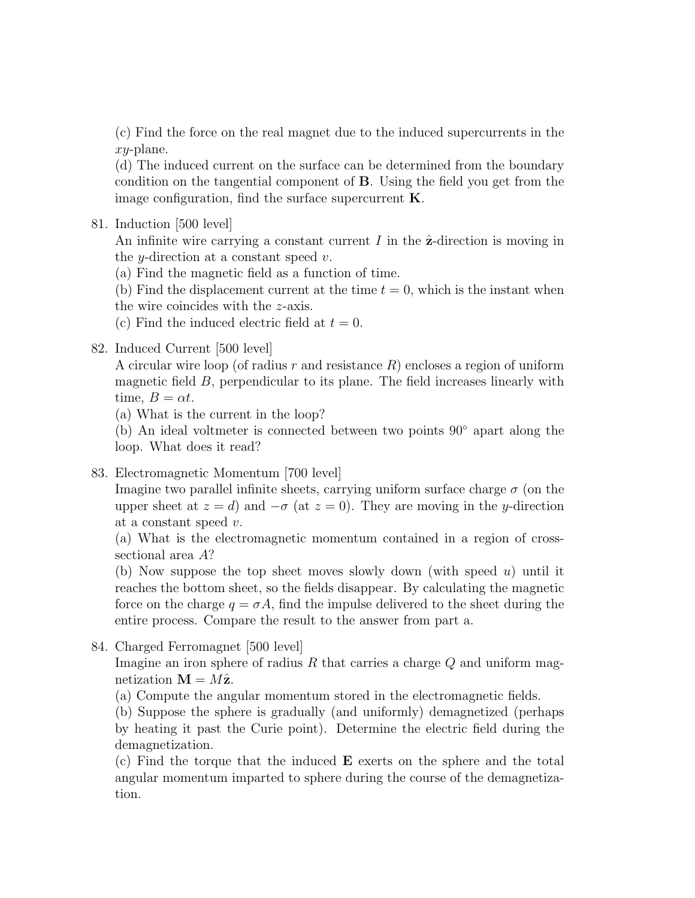(c) Find the force on the real magnet due to the induced supercurrents in the $xy$-plane.
(d) The induced current on the surface can be determined from the boundary condition on the tangential component of $\mathbf{B}$. Using the field you get from the image configuration, find the surface supercurrent $\mathbf{K}$.

81. Induction [500 level]
An infinite wire carrying a constant current $I$ in the $\hat{\mathbf{z}}$-direction is moving in the $y$-direction at a constant speed $v$.
(a) Find the magnetic field as a function of time.
(b) Find the displacement current at the time $t = 0$, which is the instant when the wire coincides with the $z$-axis.
(c) Find the induced electric field at $t = 0$.

82. Induced Current [500 level]
A circular wire loop (of radius $r$ and resistance $R$) encloses a region of uniform magnetic field $B$, perpendicular to its plane. The field increases linearly with time, $B = \alpha t$.
(a) What is the current in the loop?
(b) An ideal voltmeter is connected between two points $90^\circ$ apart along the loop. What does it read?

83. Electromagnetic Momentum [700 level]
Imagine two parallel infinite sheets, carrying uniform surface charge $\sigma$ (on the upper sheet at $z = d$) and $-\sigma$ (at $z = 0$). They are moving in the $y$-direction at a constant speed $v$.
(a) What is the electromagnetic momentum contained in a region of cross-sectional area $A$?
(b) Now suppose the top sheet moves slowly down (with speed $u$) until it reaches the bottom sheet, so the fields disappear. By calculating the magnetic force on the charge $q = \sigma A$, find the impulse delivered to the sheet during the entire process. Compare the result to the answer from part a.

84. Charged Ferromagnet [500 level]
Imagine an iron sphere of radius $R$ that carries a charge $Q$ and uniform magnetization $\mathbf{M} = M\hat{\mathbf{z}}$.
(a) Compute the angular momentum stored in the electromagnetic fields.
(b) Suppose the sphere is gradually (and uniformly) demagnetized (perhaps by heating it past the Curie point). Determine the electric field during the demagnetization.
(c) Find the torque that the induced $\mathbf{E}$ exerts on the sphere and the total angular momentum imparted to sphere during the course of the demagnetization.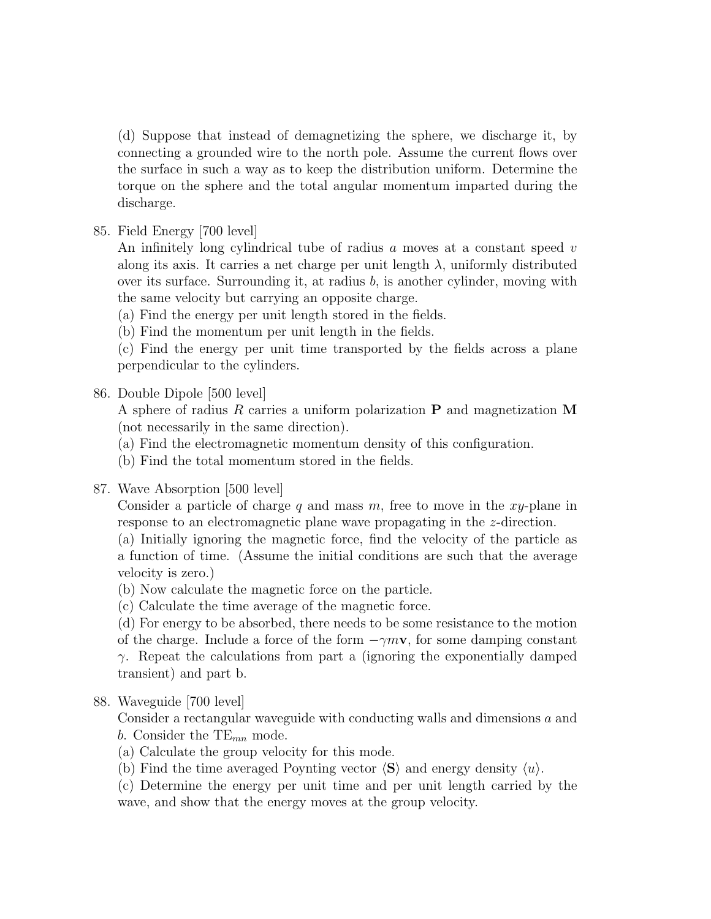(d) Suppose that instead of demagnetizing the sphere, we discharge it, by connecting a grounded wire to the north pole. Assume the current flows over the surface in such a way as to keep the distribution uniform. Determine the torque on the sphere and the total angular momentum imparted during the discharge.

85. Field Energy [700 level]
An infinitely long cylindrical tube of radius $a$ moves at a constant speed $v$ along its axis. It carries a net charge per unit length $\lambda$, uniformly distributed over its surface. Surrounding it, at radius $b$, is another cylinder, moving with the same velocity but carrying an opposite charge.
(a) Find the energy per unit length stored in the fields.
(b) Find the momentum per unit length in the fields.
(c) Find the energy per unit time transported by the fields across a plane perpendicular to the cylinders.

86. Double Dipole [500 level]
A sphere of radius $R$ carries a uniform polarization $\mathbf{P}$ and magnetization $\mathbf{M}$ (not necessarily in the same direction).
(a) Find the electromagnetic momentum density of this configuration.
(b) Find the total momentum stored in the fields.

87. Wave Absorption [500 level]
Consider a particle of charge $q$ and mass $m$, free to move in the $xy$-plane in response to an electromagnetic plane wave propagating in the $z$-direction.
(a) Initially ignoring the magnetic force, find the velocity of the particle as a function of time. (Assume the initial conditions are such that the average velocity is zero.)
(b) Now calculate the magnetic force on the particle.
(c) Calculate the time average of the magnetic force.
(d) For energy to be absorbed, there needs to be some resistance to the motion of the charge. Include a force of the form $-\gamma m\mathbf{v}$, for some damping constant $\gamma$. Repeat the calculations from part a (ignoring the exponentially damped transient) and part b.

88. Waveguide [700 level]
Consider a rectangular waveguide with conducting walls and dimensions $a$ and $b$. Consider the $\mathrm{TE}_{mn}$ mode.
(a) Calculate the group velocity for this mode.
(b) Find the time averaged Poynting vector $\langle\mathbf{S}\rangle$ and energy density $\langle u\rangle$.
(c) Determine the energy per unit time and per unit length carried by the wave, and show that the energy moves at the group velocity.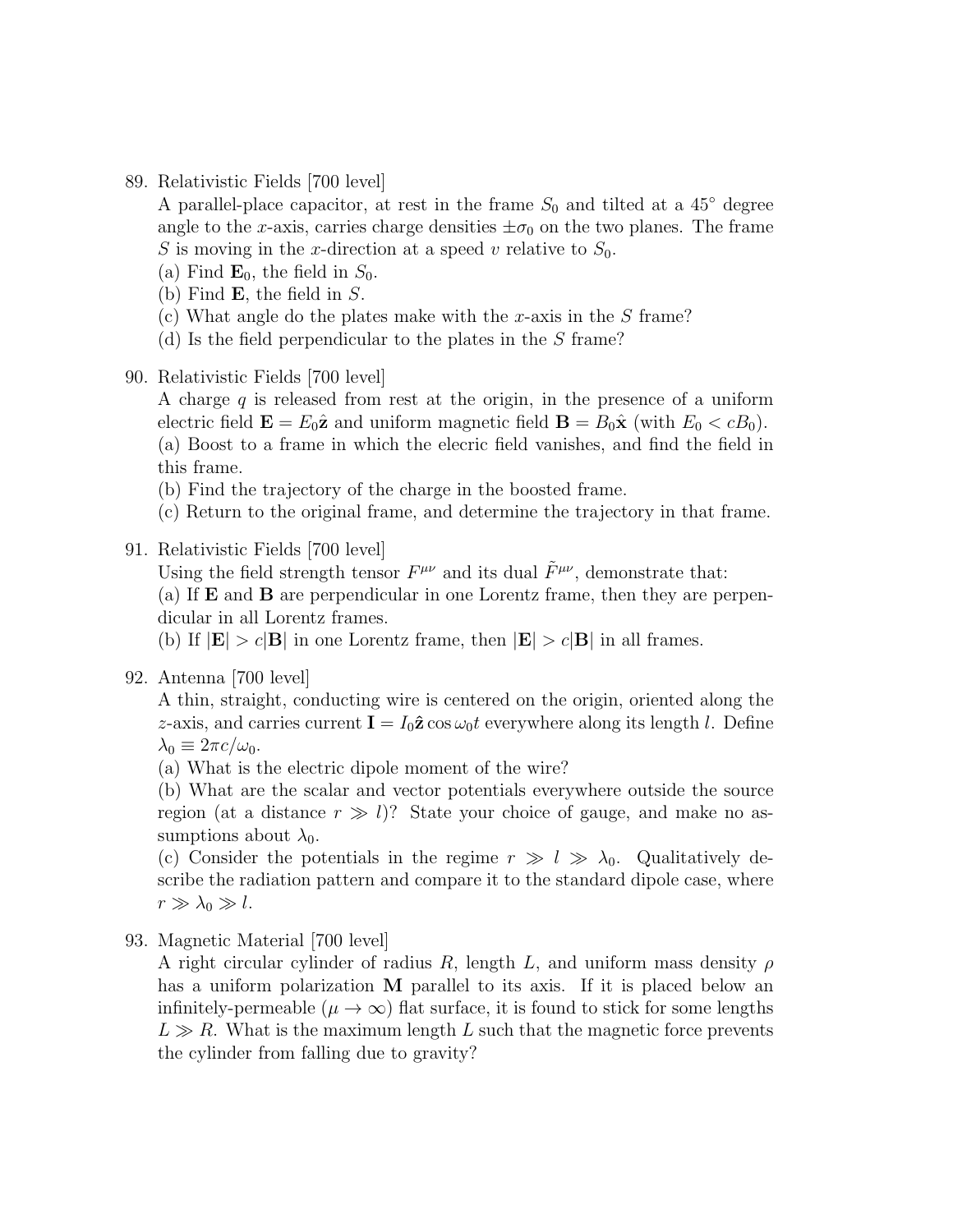89. Relativistic Fields [700 level]
A parallel-place capacitor, at rest in the frame $S_0$ and tilted at a $45°$ degree angle to the $x$-axis, carries charge densities $\pm\sigma_0$ on the two planes. The frame $S$ is moving in the $x$-direction at a speed $v$ relative to $S_0$.
(a) Find $\mathbf{E}_0$, the field in $S_0$.
(b) Find $\mathbf{E}$, the field in $S$.
(c) What angle do the plates make with the $x$-axis in the $S$ frame?
(d) Is the field perpendicular to the plates in the $S$ frame?

90. Relativistic Fields [700 level]
A charge $q$ is released from rest at the origin, in the presence of a uniform electric field $\mathbf{E} = E_0\hat{\mathbf{z}}$ and uniform magnetic field $\mathbf{B} = B_0\hat{\mathbf{x}}$ (with $E_0 < cB_0$).
(a) Boost to a frame in which the elecric field vanishes, and find the field in this frame.
(b) Find the trajectory of the charge in the boosted frame.
(c) Return to the original frame, and determine the trajectory in that frame.

91. Relativistic Fields [700 level]
Using the field strength tensor $F^{\mu\nu}$ and its dual $\tilde{F}^{\mu\nu}$, demonstrate that:
(a) If $\mathbf{E}$ and $\mathbf{B}$ are perpendicular in one Lorentz frame, then they are perpendicular in all Lorentz frames.
(b) If $|\mathbf{E}| > c|\mathbf{B}|$ in one Lorentz frame, then $|\mathbf{E}| > c|\mathbf{B}|$ in all frames.

92. Antenna [700 level]
A thin, straight, conducting wire is centered on the origin, oriented along the $z$-axis, and carries current $\mathbf{I} = I_0\hat{\mathbf{z}}\cos\omega_0 t$ everywhere along its length $l$. Define $\lambda_0 \equiv 2\pi c/\omega_0$.
(a) What is the electric dipole moment of the wire?
(b) What are the scalar and vector potentials everywhere outside the source region (at a distance $r \gg l$)? State your choice of gauge, and make no assumptions about $\lambda_0$.
(c) Consider the potentials in the regime $r \gg l \gg \lambda_0$. Qualitatively describe the radiation pattern and compare it to the standard dipole case, where $r \gg \lambda_0 \gg l$.

93. Magnetic Material [700 level]
A right circular cylinder of radius $R$, length $L$, and uniform mass density $\rho$ has a uniform polarization $\mathbf{M}$ parallel to its axis. If it is placed below an infinitely-permeable ($\mu \to \infty$) flat surface, it is found to stick for some lengths $L \gg R$. What is the maximum length $L$ such that the magnetic force prevents the cylinder from falling due to gravity?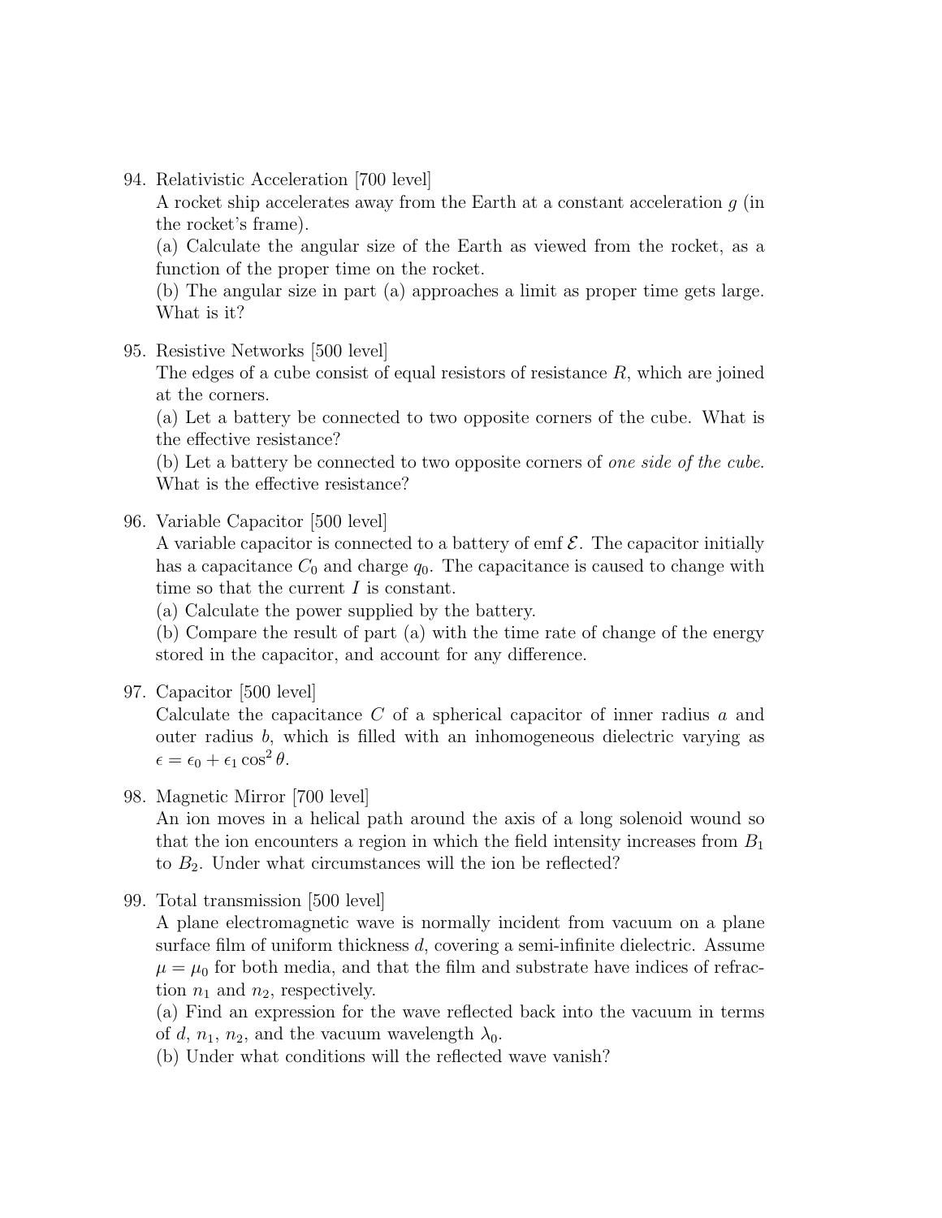94. Relativistic Acceleration [700 level]
    A rocket ship accelerates away from the Earth at a constant acceleration $g$ (in the rocket's frame).
    (a) Calculate the angular size of the Earth as viewed from the rocket, as a function of the proper time on the rocket.
    (b) The angular size in part (a) approaches a limit as proper time gets large. What is it?

95. Resistive Networks [500 level]
    The edges of a cube consist of equal resistors of resistance $R$, which are joined at the corners.
    (a) Let a battery be connected to two opposite corners of the cube. What is the effective resistance?
    (b) Let a battery be connected to two opposite corners of *one side of the cube.* What is the effective resistance?

96. Variable Capacitor [500 level]
    A variable capacitor is connected to a battery of emf $\mathcal{E}$. The capacitor initially has a capacitance $C_0$ and charge $q_0$. The capacitance is caused to change with time so that the current $I$ is constant.
    (a) Calculate the power supplied by the battery.
    (b) Compare the result of part (a) with the time rate of change of the energy stored in the capacitor, and account for any difference.

97. Capacitor [500 level]
    Calculate the capacitance $C$ of a spherical capacitor of inner radius $a$ and outer radius $b$, which is filled with an inhomogeneous dielectric varying as $\epsilon = \epsilon_0 + \epsilon_1 \cos^2\theta$.

98. Magnetic Mirror [700 level]
    An ion moves in a helical path around the axis of a long solenoid wound so that the ion encounters a region in which the field intensity increases from $B_1$ to $B_2$. Under what circumstances will the ion be reflected?

99. Total transmission [500 level]
    A plane electromagnetic wave is normally incident from vacuum on a plane surface film of uniform thickness $d$, covering a semi-infinite dielectric. Assume $\mu = \mu_0$ for both media, and that the film and substrate have indices of refraction $n_1$ and $n_2$, respectively.
    (a) Find an expression for the wave reflected back into the vacuum in terms of $d$, $n_1$, $n_2$, and the vacuum wavelength $\lambda_0$.
    (b) Under what conditions will the reflected wave vanish?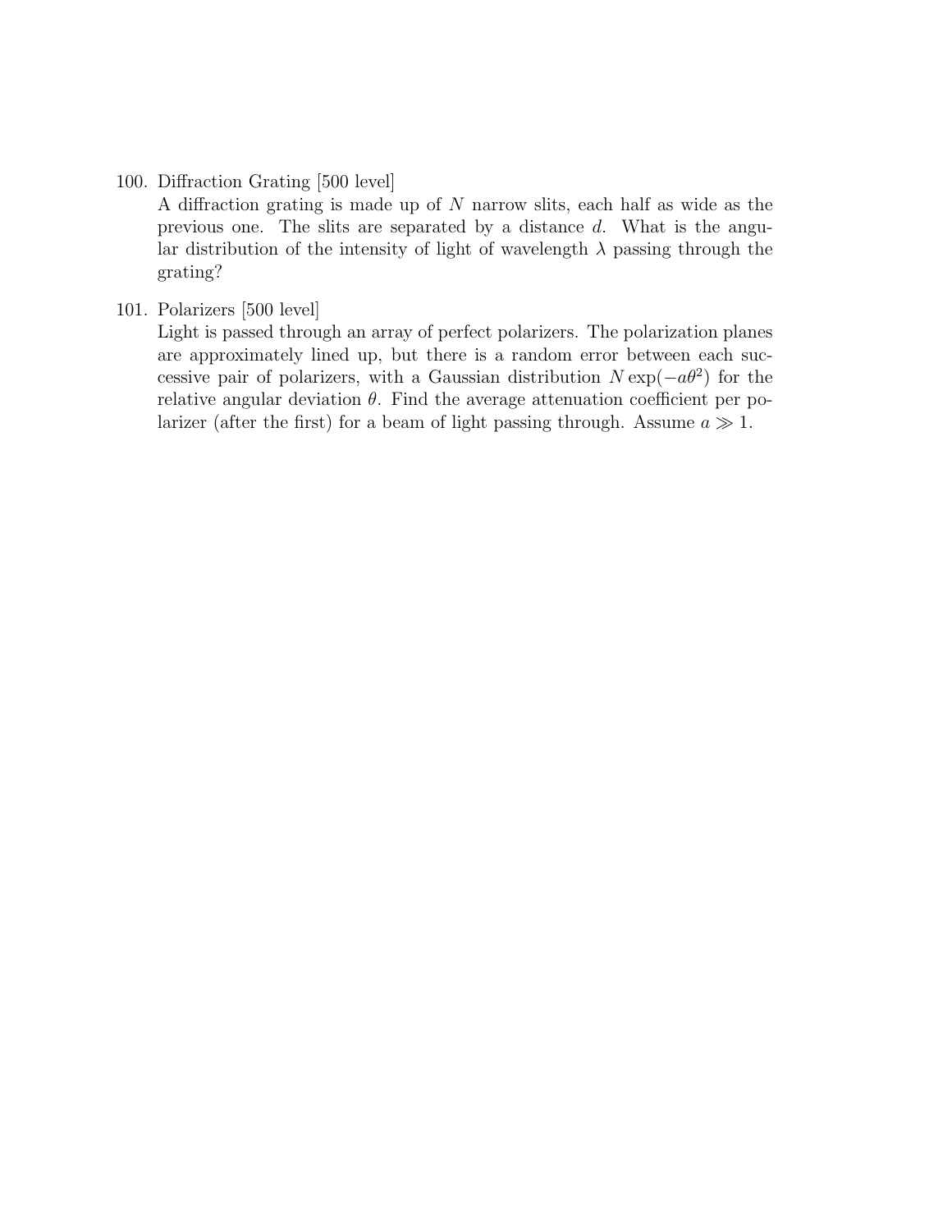100. Diffraction Grating [500 level]
    A diffraction grating is made up of $N$ narrow slits, each half as wide as the previous one. The slits are separated by a distance $d$. What is the angular distribution of the intensity of light of wavelength $\lambda$ passing through the grating?

101. Polarizers [500 level]
    Light is passed through an array of perfect polarizers. The polarization planes are approximately lined up, but there is a random error between each successive pair of polarizers, with a Gaussian distribution $N \exp(-a\theta^2)$ for the relative angular deviation $\theta$. Find the average attenuation coefficient per polarizer (after the first) for a beam of light passing through. Assume $a \gg 1$.